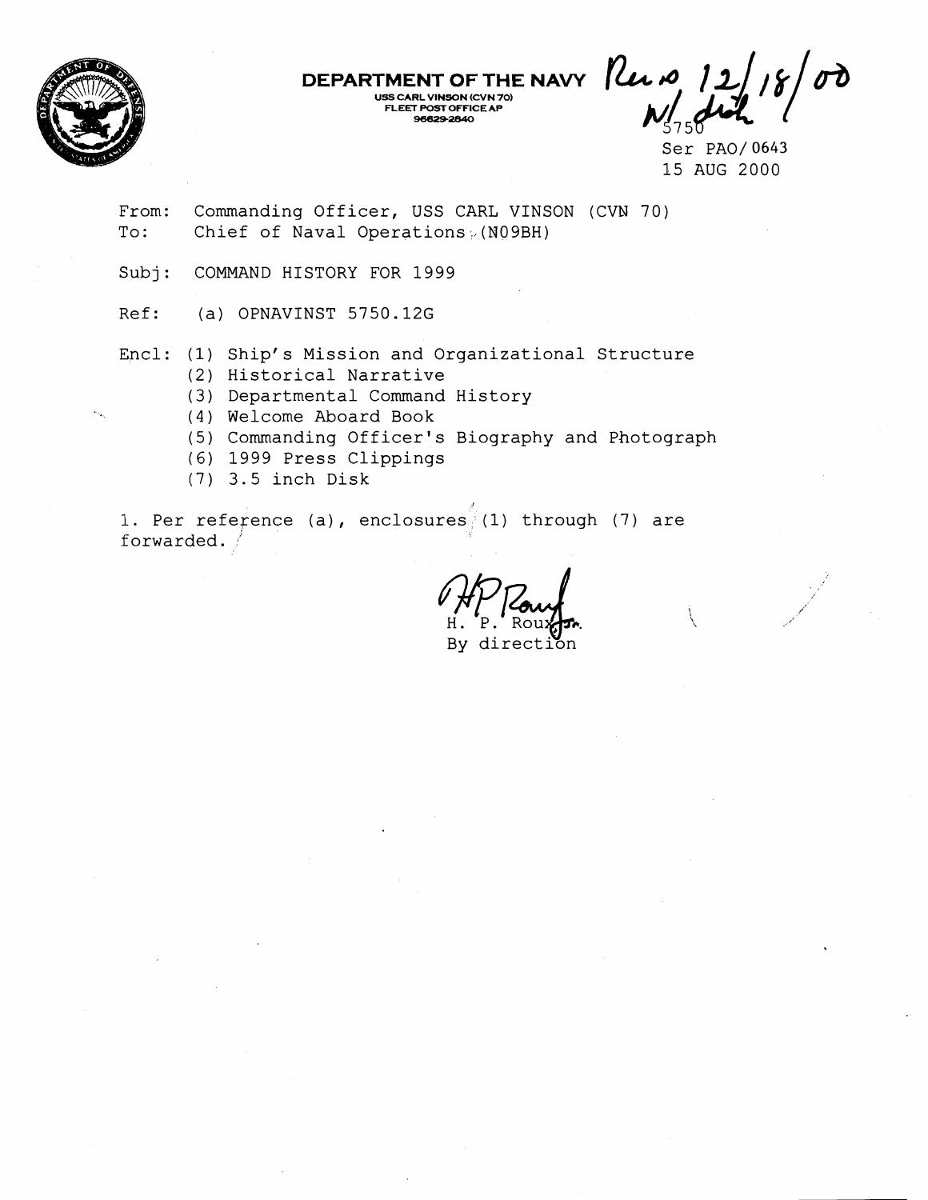**DEPARTMENT OF THE NAVY**
USS CARL VINSON (CVN 70)
FLEET POST OFFICE AP
96629-2840

Rec'd 12/18/00
w/ disk

5750
Ser PAO/0643
15 AUG 2000

From: Commanding Officer, USS CARL VINSON (CVN 70)
To: Chief of Naval Operations (N09BH)

Subj: COMMAND HISTORY FOR 1999

Ref: (a) OPNAVINST 5750.12G

Encl: (1) Ship's Mission and Organizational Structure
(2) Historical Narrative
(3) Departmental Command History
(4) Welcome Aboard Book
(5) Commanding Officer's Biography and Photograph
(6) 1999 Press Clippings
(7) 3.5 inch Disk

1. Per reference (a), enclosures (1) through (7) are forwarded.

H. P. Roux Jr.
By direction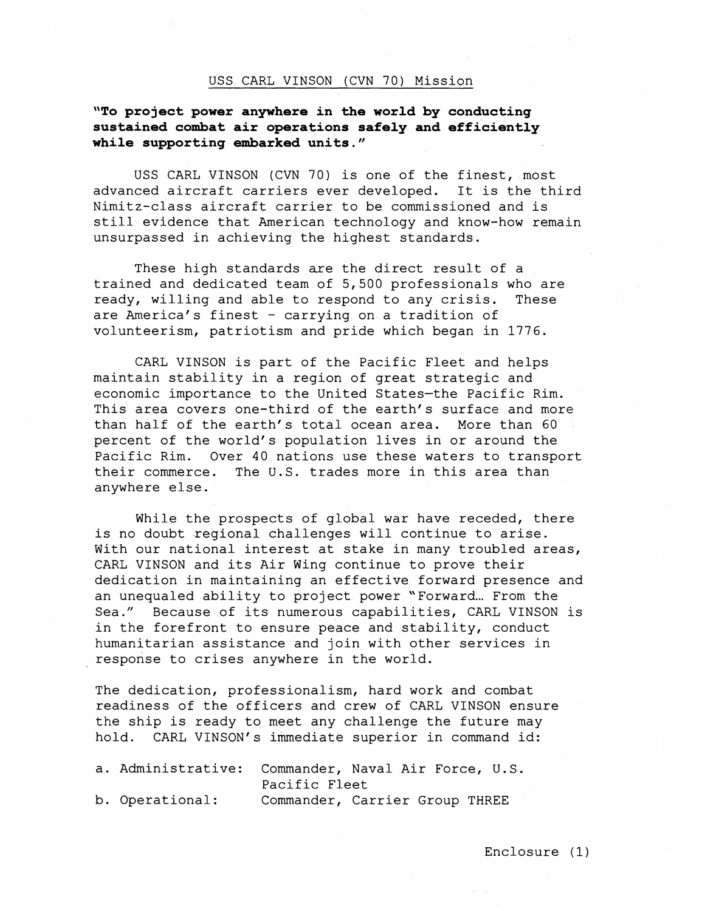## USS CARL VINSON (CVN 70) Mission

**"To project power anywhere in the world by conducting sustained combat air operations safely and efficiently while supporting embarked units."**

USS CARL VINSON (CVN 70) is one of the finest, most advanced aircraft carriers ever developed. It is the third Nimitz-class aircraft carrier to be commissioned and is still evidence that American technology and know-how remain unsurpassed in achieving the highest standards.

These high standards are the direct result of a trained and dedicated team of 5,500 professionals who are ready, willing and able to respond to any crisis. These are America's finest - carrying on a tradition of volunteerism, patriotism and pride which began in 1776.

CARL VINSON is part of the Pacific Fleet and helps maintain stability in a region of great strategic and economic importance to the United States—the Pacific Rim. This area covers one-third of the earth's surface and more than half of the earth's total ocean area. More than 60 percent of the world's population lives in or around the Pacific Rim. Over 40 nations use these waters to transport their commerce. The U.S. trades more in this area than anywhere else.

While the prospects of global war have receded, there is no doubt regional challenges will continue to arise. With our national interest at stake in many troubled areas, CARL VINSON and its Air Wing continue to prove their dedication in maintaining an effective forward presence and an unequaled ability to project power "Forward… From the Sea." Because of its numerous capabilities, CARL VINSON is in the forefront to ensure peace and stability, conduct humanitarian assistance and join with other services in response to crises anywhere in the world.

The dedication, professionalism, hard work and combat readiness of the officers and crew of CARL VINSON ensure the ship is ready to meet any challenge the future may hold. CARL VINSON's immediate superior in command id:

a. Administrative: Commander, Naval Air Force, U.S. Pacific Fleet
b. Operational: Commander, Carrier Group THREE

Enclosure (1)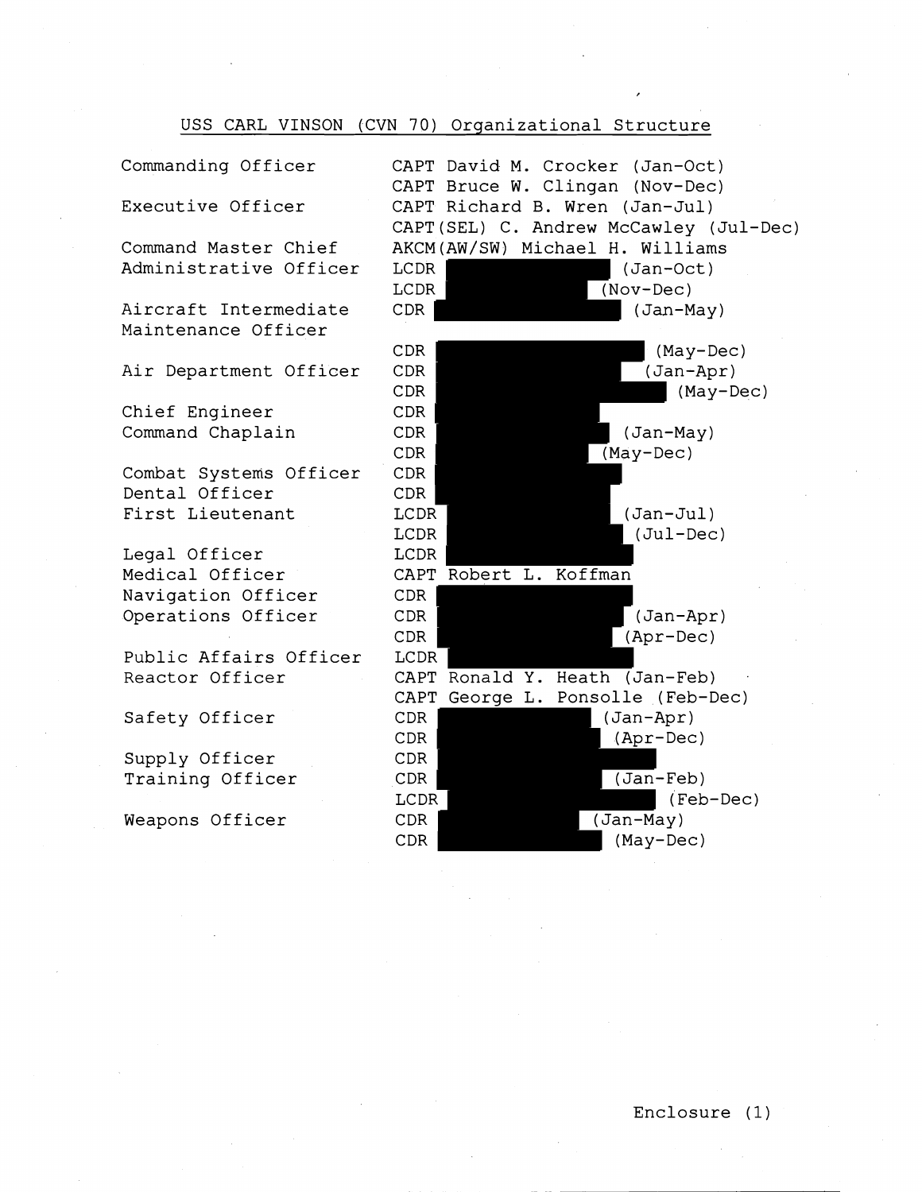## USS CARL VINSON (CVN 70) Organizational Structure

| Position | Name |
|---|---|
| Commanding Officer | CAPT David M. Crocker (Jan-Oct) |
| | CAPT Bruce W. Clingan (Nov-Dec) |
| Executive Officer | CAPT Richard B. Wren (Jan-Jul) |
| | CAPT(SEL) C. Andrew McCawley (Jul-Dec) |
| Command Master Chief | AKCM(AW/SW) Michael H. Williams |
| Administrative Officer | LCDR [redacted] (Jan-Oct) |
| | LCDR [redacted] (Nov-Dec) |
| Aircraft Intermediate Maintenance Officer | CDR [redacted] (Jan-May) |
| | CDR [redacted] (May-Dec) |
| Air Department Officer | CDR [redacted] (Jan-Apr) |
| | CDR [redacted] (May-Dec) |
| Chief Engineer | CDR [redacted] |
| Command Chaplain | CDR [redacted] (Jan-May) |
| | CDR [redacted] (May-Dec) |
| Combat Systems Officer | CDR [redacted] |
| Dental Officer | CDR [redacted] |
| First Lieutenant | LCDR [redacted] (Jan-Jul) |
| | LCDR [redacted] (Jul-Dec) |
| Legal Officer | LCDR [redacted] |
| Medical Officer | CAPT Robert L. Koffman |
| Navigation Officer | CDR [redacted] |
| Operations Officer | CDR [redacted] (Jan-Apr) |
| | CDR [redacted] (Apr-Dec) |
| Public Affairs Officer | LCDR [redacted] |
| Reactor Officer | CAPT Ronald Y. Heath (Jan-Feb) |
| | CAPT George L. Ponsolle (Feb-Dec) |
| Safety Officer | CDR [redacted] (Jan-Apr) |
| | CDR [redacted] (Apr-Dec) |
| Supply Officer | CDR [redacted] |
| Training Officer | CDR [redacted] (Jan-Feb) |
| | LCDR [redacted] (Feb-Dec) |
| Weapons Officer | CDR [redacted] (Jan-May) |
| | CDR [redacted] (May-Dec) |

Enclosure (1)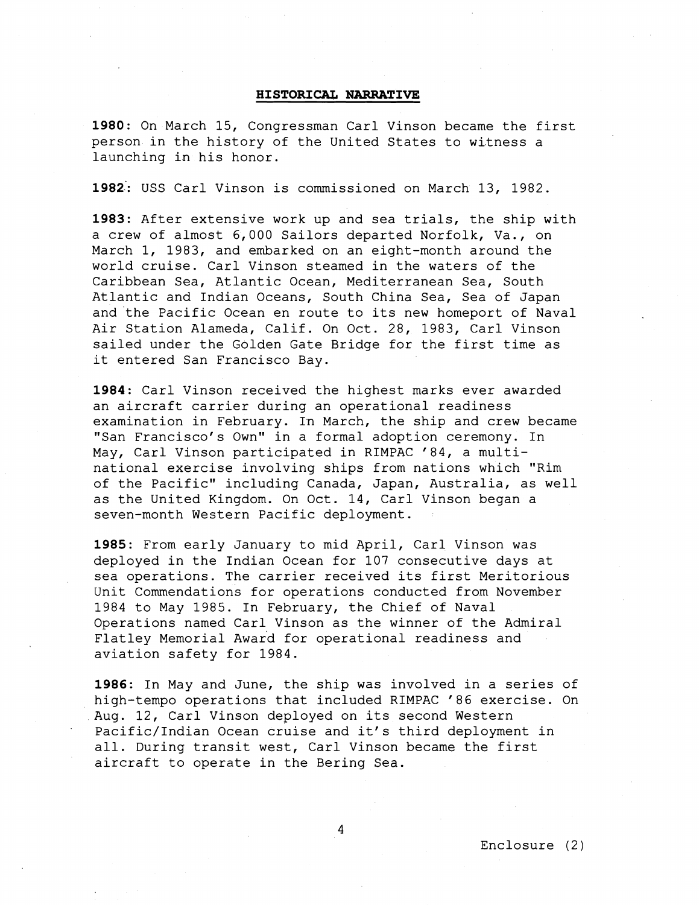## HISTORICAL NARRATIVE

**1980**: On March 15, Congressman Carl Vinson became the first person in the history of the United States to witness a launching in his honor.

**1982**: USS Carl Vinson is commissioned on March 13, 1982.

**1983**: After extensive work up and sea trials, the ship with a crew of almost 6,000 Sailors departed Norfolk, Va., on March 1, 1983, and embarked on an eight-month around the world cruise. Carl Vinson steamed in the waters of the Caribbean Sea, Atlantic Ocean, Mediterranean Sea, South Atlantic and Indian Oceans, South China Sea, Sea of Japan and the Pacific Ocean en route to its new homeport of Naval Air Station Alameda, Calif. On Oct. 28, 1983, Carl Vinson sailed under the Golden Gate Bridge for the first time as it entered San Francisco Bay.

**1984**: Carl Vinson received the highest marks ever awarded an aircraft carrier during an operational readiness examination in February. In March, the ship and crew became "San Francisco's Own" in a formal adoption ceremony. In May, Carl Vinson participated in RIMPAC '84, a multi-national exercise involving ships from nations which "Rim of the Pacific" including Canada, Japan, Australia, as well as the United Kingdom. On Oct. 14, Carl Vinson began a seven-month Western Pacific deployment.

**1985**: From early January to mid April, Carl Vinson was deployed in the Indian Ocean for 107 consecutive days at sea operations. The carrier received its first Meritorious Unit Commendations for operations conducted from November 1984 to May 1985. In February, the Chief of Naval Operations named Carl Vinson as the winner of the Admiral Flatley Memorial Award for operational readiness and aviation safety for 1984.

**1986**: In May and June, the ship was involved in a series of high-tempo operations that included RIMPAC '86 exercise. On Aug. 12, Carl Vinson deployed on its second Western Pacific/Indian Ocean cruise and it's third deployment in all. During transit west, Carl Vinson became the first aircraft to operate in the Bering Sea.

Enclosure (2)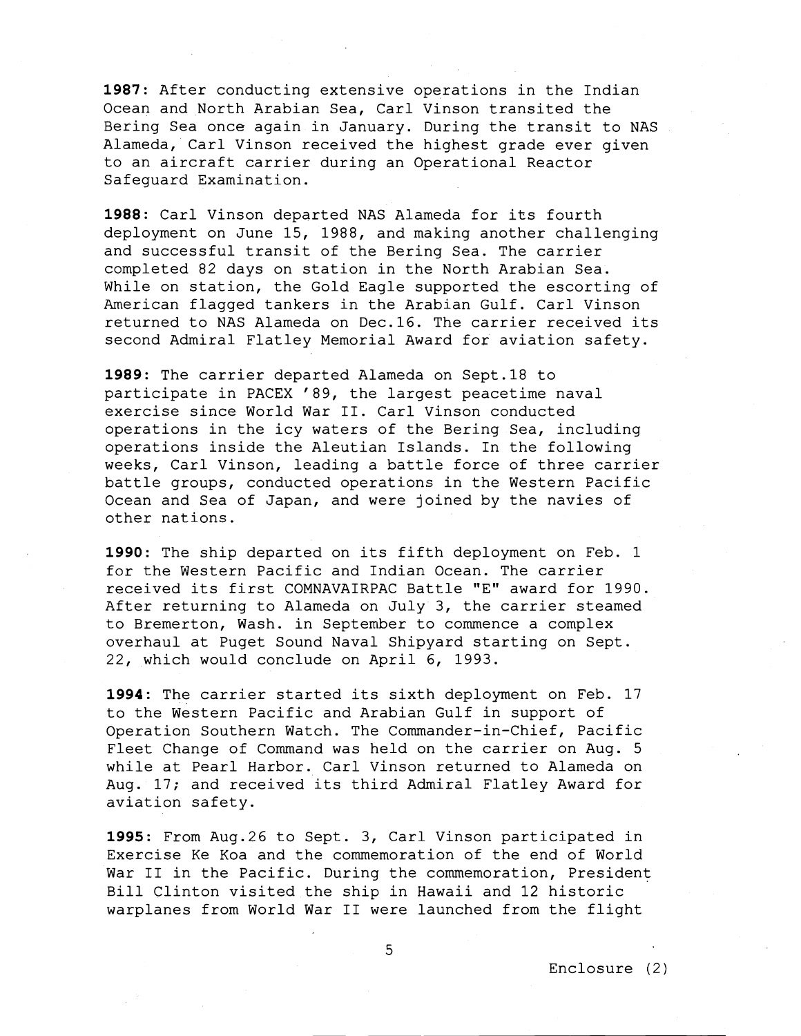**1987**: After conducting extensive operations in the Indian Ocean and North Arabian Sea, Carl Vinson transited the Bering Sea once again in January. During the transit to NAS Alameda, Carl Vinson received the highest grade ever given to an aircraft carrier during an Operational Reactor Safeguard Examination.

**1988**: Carl Vinson departed NAS Alameda for its fourth deployment on June 15, 1988, and making another challenging and successful transit of the Bering Sea. The carrier completed 82 days on station in the North Arabian Sea. While on station, the Gold Eagle supported the escorting of American flagged tankers in the Arabian Gulf. Carl Vinson returned to NAS Alameda on Dec.16. The carrier received its second Admiral Flatley Memorial Award for aviation safety.

**1989**: The carrier departed Alameda on Sept.18 to participate in PACEX '89, the largest peacetime naval exercise since World War II. Carl Vinson conducted operations in the icy waters of the Bering Sea, including operations inside the Aleutian Islands. In the following weeks, Carl Vinson, leading a battle force of three carrier battle groups, conducted operations in the Western Pacific Ocean and Sea of Japan, and were joined by the navies of other nations.

**1990**: The ship departed on its fifth deployment on Feb. 1 for the Western Pacific and Indian Ocean. The carrier received its first COMNAVAIRPAC Battle "E" award for 1990. After returning to Alameda on July 3, the carrier steamed to Bremerton, Wash. in September to commence a complex overhaul at Puget Sound Naval Shipyard starting on Sept. 22, which would conclude on April 6, 1993.

**1994**: The carrier started its sixth deployment on Feb. 17 to the Western Pacific and Arabian Gulf in support of Operation Southern Watch. The Commander-in-Chief, Pacific Fleet Change of Command was held on the carrier on Aug. 5 while at Pearl Harbor. Carl Vinson returned to Alameda on Aug. 17; and received its third Admiral Flatley Award for aviation safety.

**1995**: From Aug.26 to Sept. 3, Carl Vinson participated in Exercise Ke Koa and the commemoration of the end of World War II in the Pacific. During the commemoration, President Bill Clinton visited the ship in Hawaii and 12 historic warplanes from World War II were launched from the flight

Enclosure (2)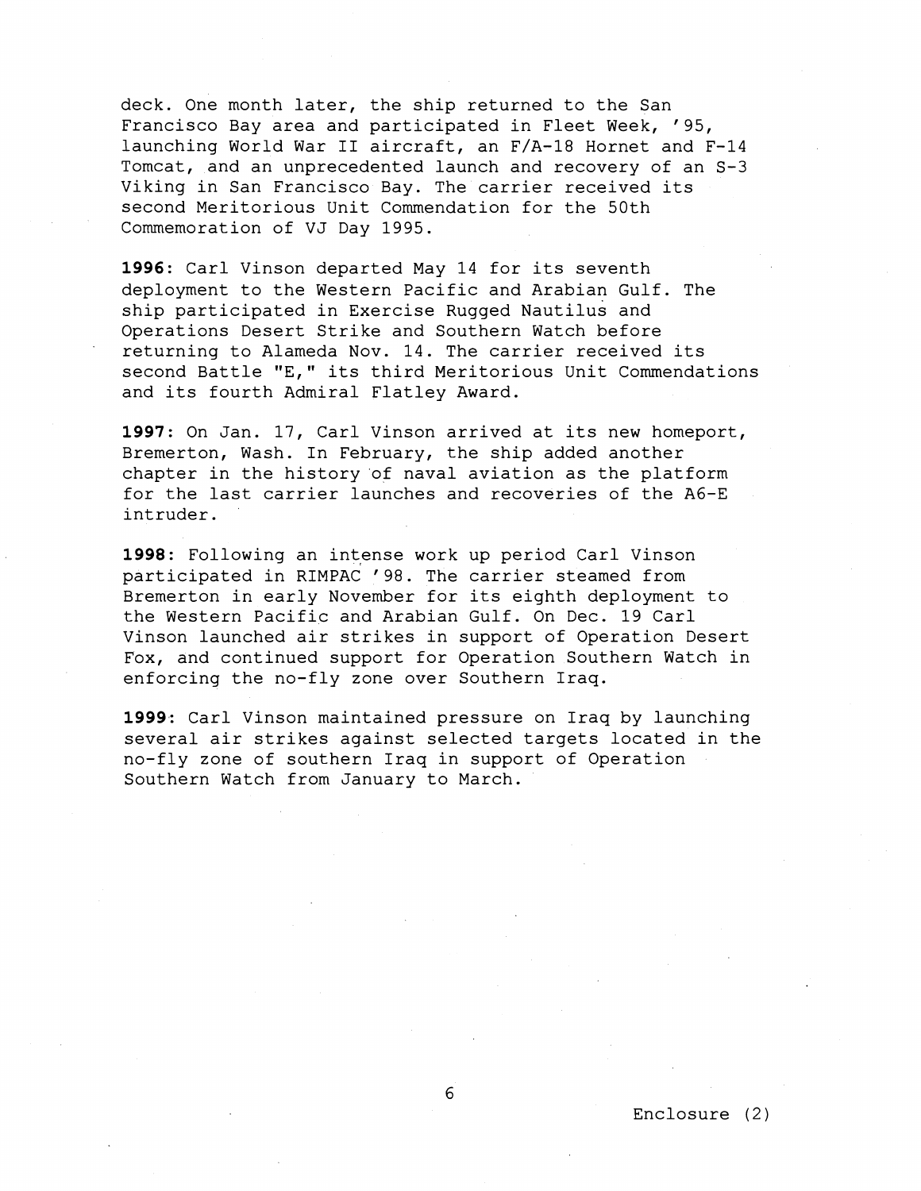deck. One month later, the ship returned to the San Francisco Bay area and participated in Fleet Week, '95, launching World War II aircraft, an F/A-18 Hornet and F-14 Tomcat, and an unprecedented launch and recovery of an S-3 Viking in San Francisco Bay. The carrier received its second Meritorious Unit Commendation for the 50th Commemoration of VJ Day 1995.

**1996**: Carl Vinson departed May 14 for its seventh deployment to the Western Pacific and Arabian Gulf. The ship participated in Exercise Rugged Nautilus and Operations Desert Strike and Southern Watch before returning to Alameda Nov. 14. The carrier received its second Battle "E," its third Meritorious Unit Commendations and its fourth Admiral Flatley Award.

**1997**: On Jan. 17, Carl Vinson arrived at its new homeport, Bremerton, Wash. In February, the ship added another chapter in the history of naval aviation as the platform for the last carrier launches and recoveries of the A6-E intruder.

**1998**: Following an intense work up period Carl Vinson participated in RIMPAC '98. The carrier steamed from Bremerton in early November for its eighth deployment to the Western Pacific and Arabian Gulf. On Dec. 19 Carl Vinson launched air strikes in support of Operation Desert Fox, and continued support for Operation Southern Watch in enforcing the no-fly zone over Southern Iraq.

**1999**: Carl Vinson maintained pressure on Iraq by launching several air strikes against selected targets located in the no-fly zone of southern Iraq in support of Operation Southern Watch from January to March.

Enclosure (2)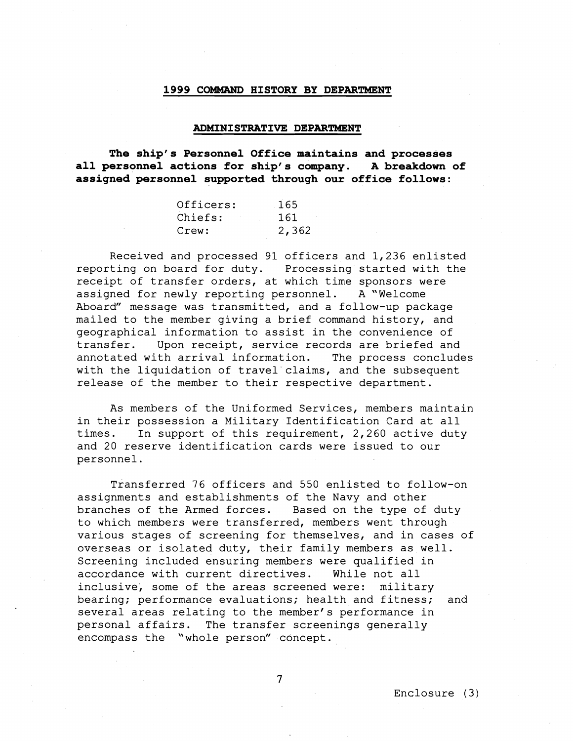## 1999 COMMAND HISTORY BY DEPARTMENT

### ADMINISTRATIVE DEPARTMENT

**The ship's Personnel Office maintains and processes all personnel actions for ship's company. A breakdown of assigned personnel supported through our office follows:**

| | |
|---|---|
| Officers: | 165 |
| Chiefs: | 161 |
| Crew: | 2,362 |

Received and processed 91 officers and 1,236 enlisted reporting on board for duty. Processing started with the receipt of transfer orders, at which time sponsors were assigned for newly reporting personnel. A "Welcome Aboard" message was transmitted, and a follow-up package mailed to the member giving a brief command history, and geographical information to assist in the convenience of transfer. Upon receipt, service records are briefed and annotated with arrival information. The process concludes with the liquidation of travel claims, and the subsequent release of the member to their respective department.

As members of the Uniformed Services, members maintain in their possession a Military Identification Card at all times. In support of this requirement, 2,260 active duty and 20 reserve identification cards were issued to our personnel.

Transferred 76 officers and 550 enlisted to follow-on assignments and establishments of the Navy and other branches of the Armed forces. Based on the type of duty to which members were transferred, members went through various stages of screening for themselves, and in cases of overseas or isolated duty, their family members as well. Screening included ensuring members were qualified in accordance with current directives. While not all inclusive, some of the areas screened were: military bearing; performance evaluations; health and fitness; and several areas relating to the member's performance in personal affairs. The transfer screenings generally encompass the "whole person" concept.

Enclosure (3)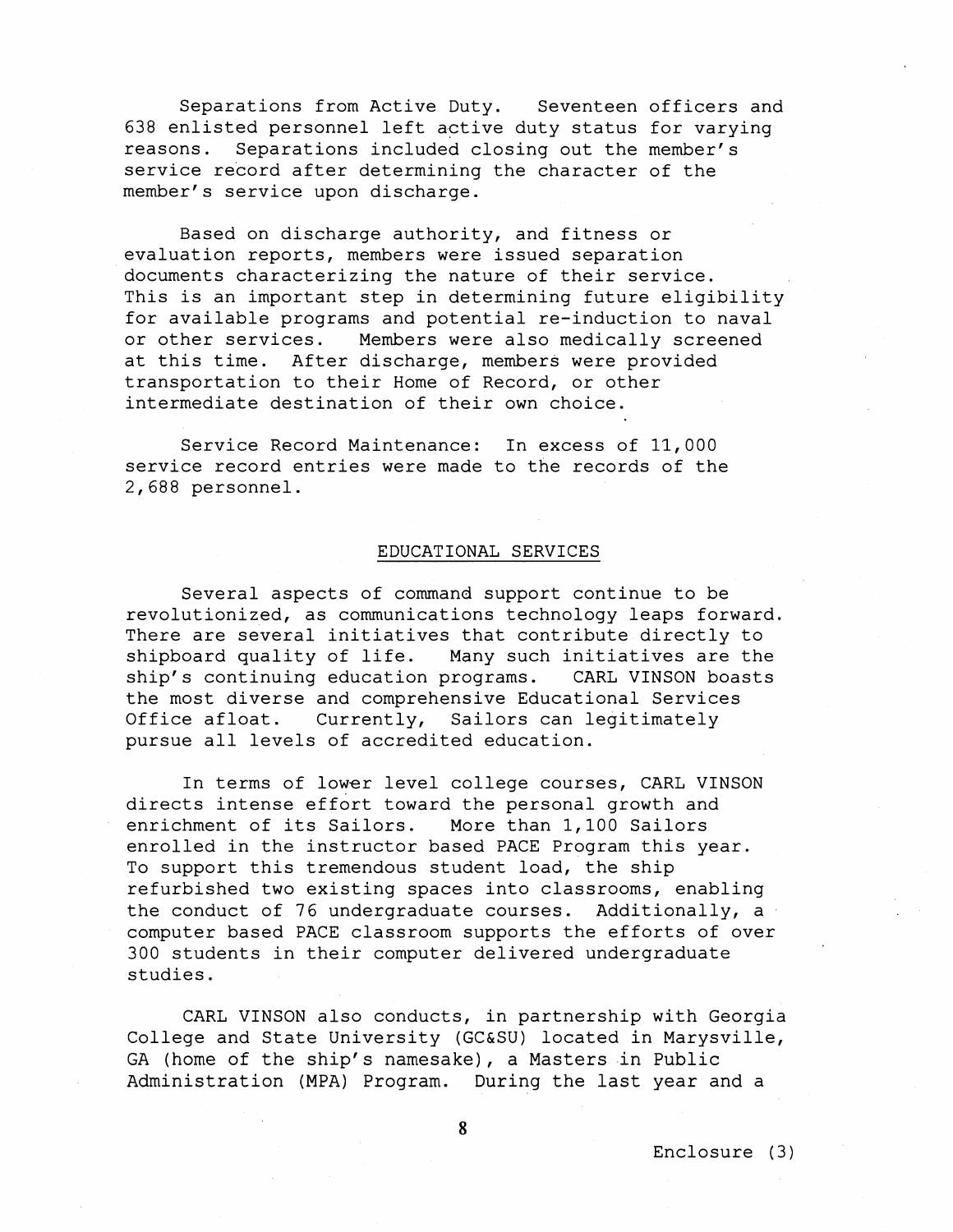Separations from Active Duty. Seventeen officers and 638 enlisted personnel left active duty status for varying reasons. Separations included closing out the member's service record after determining the character of the member's service upon discharge.

Based on discharge authority, and fitness or evaluation reports, members were issued separation documents characterizing the nature of their service. This is an important step in determining future eligibility for available programs and potential re-induction to naval or other services. Members were also medically screened at this time. After discharge, members were provided transportation to their Home of Record, or other intermediate destination of their own choice.

Service Record Maintenance: In excess of 11,000 service record entries were made to the records of the 2,688 personnel.

## EDUCATIONAL SERVICES

Several aspects of command support continue to be revolutionized, as communications technology leaps forward. There are several initiatives that contribute directly to shipboard quality of life. Many such initiatives are the ship's continuing education programs. CARL VINSON boasts the most diverse and comprehensive Educational Services Office afloat. Currently, Sailors can legitimately pursue all levels of accredited education.

In terms of lower level college courses, CARL VINSON directs intense effort toward the personal growth and enrichment of its Sailors. More than 1,100 Sailors enrolled in the instructor based PACE Program this year. To support this tremendous student load, the ship refurbished two existing spaces into classrooms, enabling the conduct of 76 undergraduate courses. Additionally, a computer based PACE classroom supports the efforts of over 300 students in their computer delivered undergraduate studies.

CARL VINSON also conducts, in partnership with Georgia College and State University (GC&SU) located in Marysville, GA (home of the ship's namesake), a Masters in Public Administration (MPA) Program. During the last year and a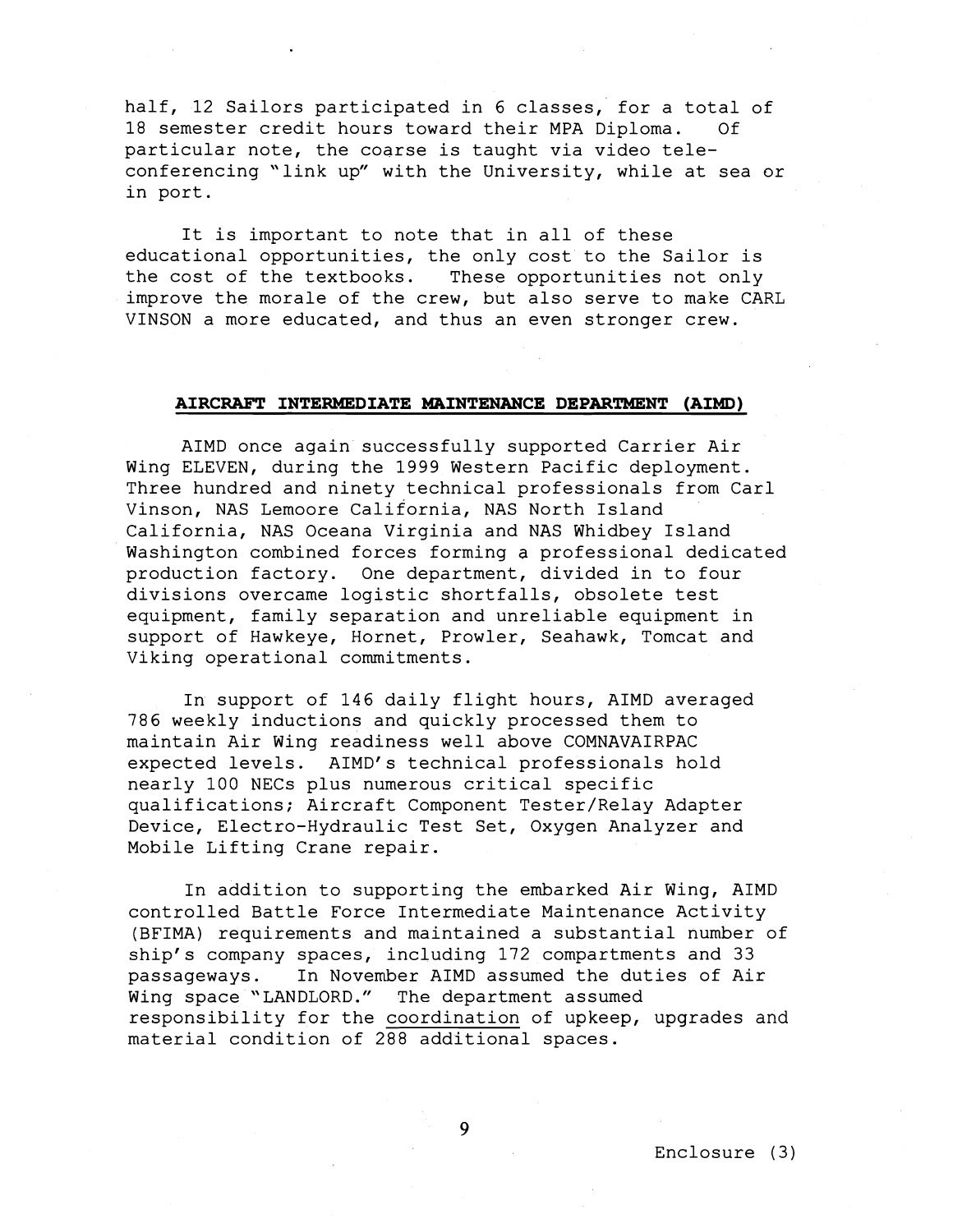half, 12 Sailors participated in 6 classes, for a total of 18 semester credit hours toward their MPA Diploma. Of particular note, the coarse is taught via video tele-conferencing "link up" with the University, while at sea or in port.

It is important to note that in all of these educational opportunities, the only cost to the Sailor is the cost of the textbooks. These opportunities not only improve the morale of the crew, but also serve to make CARL VINSON a more educated, and thus an even stronger crew.

## AIRCRAFT INTERMEDIATE MAINTENANCE DEPARTMENT (AIMD)

AIMD once again successfully supported Carrier Air Wing ELEVEN, during the 1999 Western Pacific deployment. Three hundred and ninety technical professionals from Carl Vinson, NAS Lemoore California, NAS North Island California, NAS Oceana Virginia and NAS Whidbey Island Washington combined forces forming a professional dedicated production factory. One department, divided in to four divisions overcame logistic shortfalls, obsolete test equipment, family separation and unreliable equipment in support of Hawkeye, Hornet, Prowler, Seahawk, Tomcat and Viking operational commitments.

In support of 146 daily flight hours, AIMD averaged 786 weekly inductions and quickly processed them to maintain Air Wing readiness well above COMNAVAIRPAC expected levels. AIMD's technical professionals hold nearly 100 NECs plus numerous critical specific qualifications; Aircraft Component Tester/Relay Adapter Device, Electro-Hydraulic Test Set, Oxygen Analyzer and Mobile Lifting Crane repair.

In addition to supporting the embarked Air Wing, AIMD controlled Battle Force Intermediate Maintenance Activity (BFIMA) requirements and maintained a substantial number of ship's company spaces, including 172 compartments and 33 passageways. In November AIMD assumed the duties of Air Wing space "LANDLORD." The department assumed responsibility for the coordination of upkeep, upgrades and material condition of 288 additional spaces.

Enclosure (3)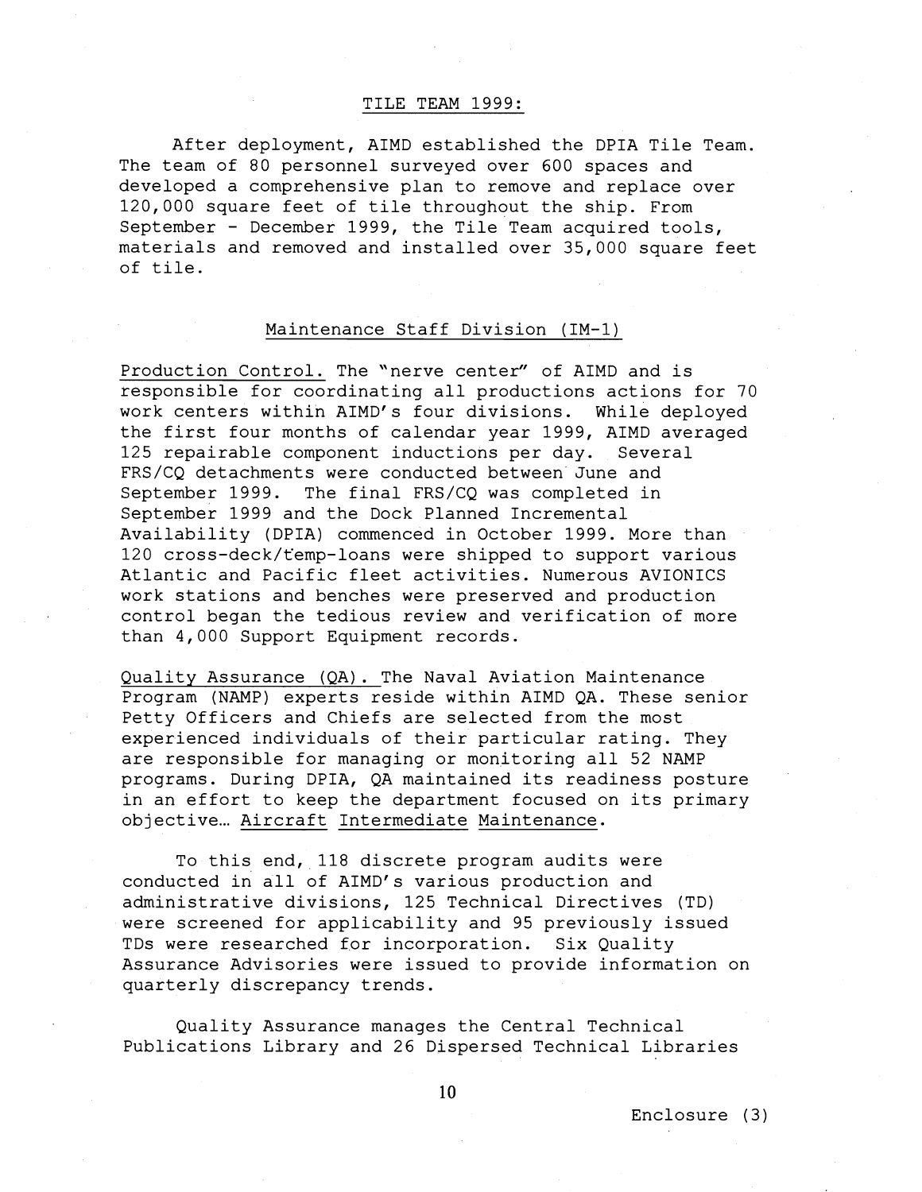## TILE TEAM 1999:

After deployment, AIMD established the DPIA Tile Team. The team of 80 personnel surveyed over 600 spaces and developed a comprehensive plan to remove and replace over 120,000 square feet of tile throughout the ship. From September - December 1999, the Tile Team acquired tools, materials and removed and installed over 35,000 square feet of tile.

## Maintenance Staff Division (IM-1)

Production Control. The "nerve center" of AIMD and is responsible for coordinating all productions actions for 70 work centers within AIMD's four divisions. While deployed the first four months of calendar year 1999, AIMD averaged 125 repairable component inductions per day. Several FRS/CQ detachments were conducted between June and September 1999. The final FRS/CQ was completed in September 1999 and the Dock Planned Incremental Availability (DPIA) commenced in October 1999. More than 120 cross-deck/temp-loans were shipped to support various Atlantic and Pacific fleet activities. Numerous AVIONICS work stations and benches were preserved and production control began the tedious review and verification of more than 4,000 Support Equipment records.

Quality Assurance (QA). The Naval Aviation Maintenance Program (NAMP) experts reside within AIMD QA. These senior Petty Officers and Chiefs are selected from the most experienced individuals of their particular rating. They are responsible for managing or monitoring all 52 NAMP programs. During DPIA, QA maintained its readiness posture in an effort to keep the department focused on its primary objective… Aircraft Intermediate Maintenance.

To this end, 118 discrete program audits were conducted in all of AIMD's various production and administrative divisions, 125 Technical Directives (TD) were screened for applicability and 95 previously issued TDs were researched for incorporation. Six Quality Assurance Advisories were issued to provide information on quarterly discrepancy trends.

Quality Assurance manages the Central Technical Publications Library and 26 Dispersed Technical Libraries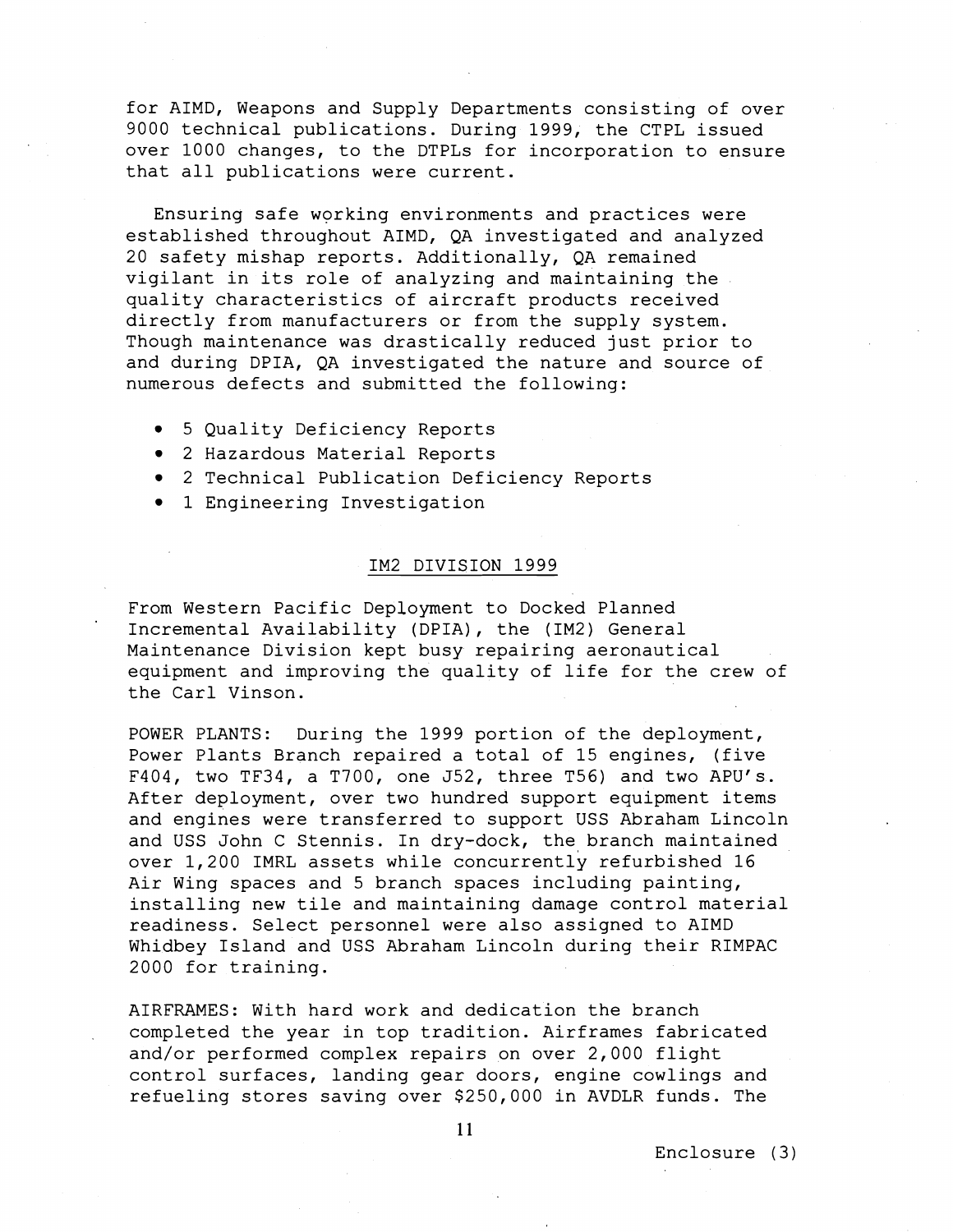for AIMD, Weapons and Supply Departments consisting of over 9000 technical publications. During 1999, the CTPL issued over 1000 changes, to the DTPLs for incorporation to ensure that all publications were current.

Ensuring safe working environments and practices were established throughout AIMD, QA investigated and analyzed 20 safety mishap reports. Additionally, QA remained vigilant in its role of analyzing and maintaining the quality characteristics of aircraft products received directly from manufacturers or from the supply system. Though maintenance was drastically reduced just prior to and during DPIA, QA investigated the nature and source of numerous defects and submitted the following:

- 5 Quality Deficiency Reports
- 2 Hazardous Material Reports
- 2 Technical Publication Deficiency Reports
- 1 Engineering Investigation

## IM2 DIVISION 1999

From Western Pacific Deployment to Docked Planned Incremental Availability (DPIA), the (IM2) General Maintenance Division kept busy repairing aeronautical equipment and improving the quality of life for the crew of the Carl Vinson.

POWER PLANTS: During the 1999 portion of the deployment, Power Plants Branch repaired a total of 15 engines, (five F404, two TF34, a T700, one J52, three T56) and two APU's. After deployment, over two hundred support equipment items and engines were transferred to support USS Abraham Lincoln and USS John C Stennis. In dry-dock, the branch maintained over 1,200 IMRL assets while concurrently refurbished 16 Air Wing spaces and 5 branch spaces including painting, installing new tile and maintaining damage control material readiness. Select personnel were also assigned to AIMD Whidbey Island and USS Abraham Lincoln during their RIMPAC 2000 for training.

AIRFRAMES: With hard work and dedication the branch completed the year in top tradition. Airframes fabricated and/or performed complex repairs on over 2,000 flight control surfaces, landing gear doors, engine cowlings and refueling stores saving over $250,000 in AVDLR funds. The

Enclosure (3)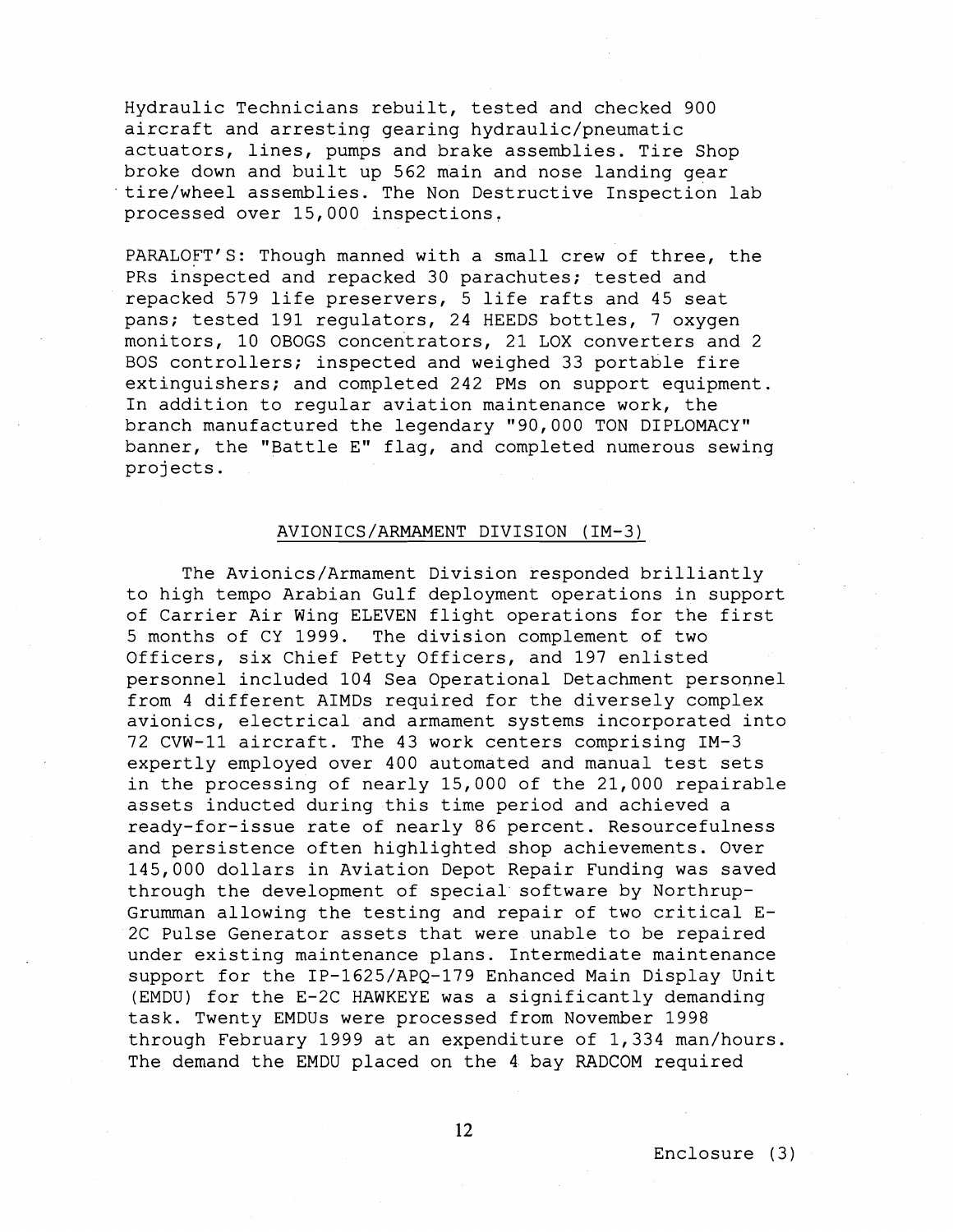Hydraulic Technicians rebuilt, tested and checked 900 aircraft and arresting gearing hydraulic/pneumatic actuators, lines, pumps and brake assemblies. Tire Shop broke down and built up 562 main and nose landing gear tire/wheel assemblies. The Non Destructive Inspection lab processed over 15,000 inspections.

PARALOFT'S: Though manned with a small crew of three, the PRs inspected and repacked 30 parachutes; tested and repacked 579 life preservers, 5 life rafts and 45 seat pans; tested 191 regulators, 24 HEEDS bottles, 7 oxygen monitors, 10 OBOGS concentrators, 21 LOX converters and 2 BOS controllers; inspected and weighed 33 portable fire extinguishers; and completed 242 PMs on support equipment. In addition to regular aviation maintenance work, the branch manufactured the legendary "90,000 TON DIPLOMACY" banner, the "Battle E" flag, and completed numerous sewing projects.

## AVIONICS/ARMAMENT DIVISION (IM-3)

The Avionics/Armament Division responded brilliantly to high tempo Arabian Gulf deployment operations in support of Carrier Air Wing ELEVEN flight operations for the first 5 months of CY 1999. The division complement of two Officers, six Chief Petty Officers, and 197 enlisted personnel included 104 Sea Operational Detachment personnel from 4 different AIMDs required for the diversely complex avionics, electrical and armament systems incorporated into 72 CVW-11 aircraft. The 43 work centers comprising IM-3 expertly employed over 400 automated and manual test sets in the processing of nearly 15,000 of the 21,000 repairable assets inducted during this time period and achieved a ready-for-issue rate of nearly 86 percent. Resourcefulness and persistence often highlighted shop achievements. Over 145,000 dollars in Aviation Depot Repair Funding was saved through the development of special software by Northrup-Grumman allowing the testing and repair of two critical E-2C Pulse Generator assets that were unable to be repaired under existing maintenance plans. Intermediate maintenance support for the IP-1625/APQ-179 Enhanced Main Display Unit (EMDU) for the E-2C HAWKEYE was a significantly demanding task. Twenty EMDUs were processed from November 1998 through February 1999 at an expenditure of 1,334 man/hours. The demand the EMDU placed on the 4 bay RADCOM required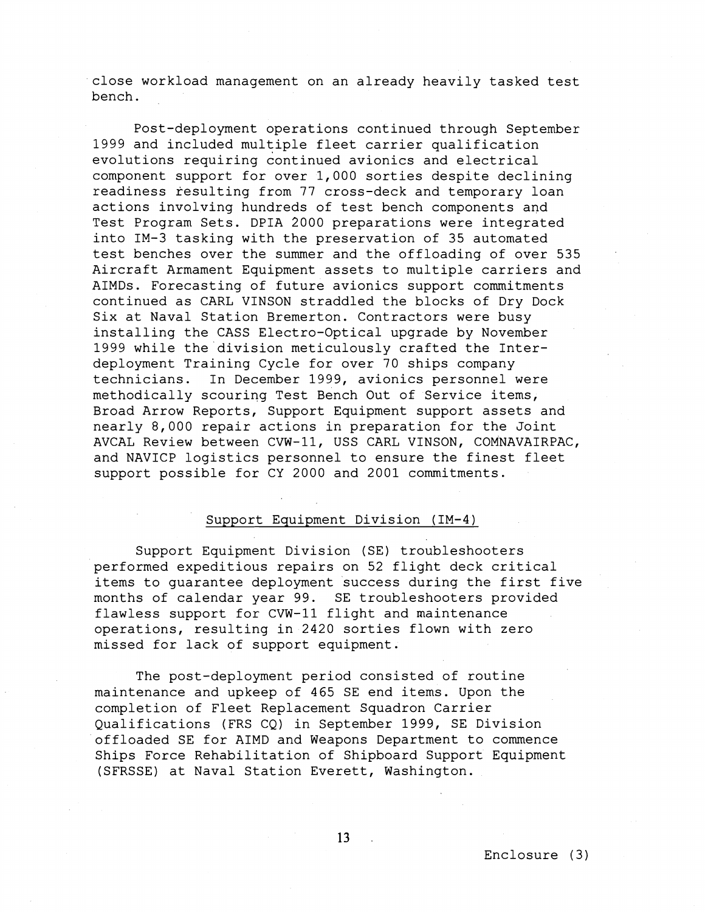close workload management on an already heavily tasked test bench.

Post-deployment operations continued through September 1999 and included multiple fleet carrier qualification evolutions requiring continued avionics and electrical component support for over 1,000 sorties despite declining readiness resulting from 77 cross-deck and temporary loan actions involving hundreds of test bench components and Test Program Sets. DPIA 2000 preparations were integrated into IM-3 tasking with the preservation of 35 automated test benches over the summer and the offloading of over 535 Aircraft Armament Equipment assets to multiple carriers and AIMDs. Forecasting of future avionics support commitments continued as CARL VINSON straddled the blocks of Dry Dock Six at Naval Station Bremerton. Contractors were busy installing the CASS Electro-Optical upgrade by November 1999 while the division meticulously crafted the Inter-deployment Training Cycle for over 70 ships company technicians. In December 1999, avionics personnel were methodically scouring Test Bench Out of Service items, Broad Arrow Reports, Support Equipment support assets and nearly 8,000 repair actions in preparation for the Joint AVCAL Review between CVW-11, USS CARL VINSON, COMNAVAIRPAC, and NAVICP logistics personnel to ensure the finest fleet support possible for CY 2000 and 2001 commitments.

## Support Equipment Division (IM-4)

Support Equipment Division (SE) troubleshooters performed expeditious repairs on 52 flight deck critical items to guarantee deployment success during the first five months of calendar year 99. SE troubleshooters provided flawless support for CVW-11 flight and maintenance operations, resulting in 2420 sorties flown with zero missed for lack of support equipment.

The post-deployment period consisted of routine maintenance and upkeep of 465 SE end items. Upon the completion of Fleet Replacement Squadron Carrier Qualifications (FRS CQ) in September 1999, SE Division offloaded SE for AIMD and Weapons Department to commence Ships Force Rehabilitation of Shipboard Support Equipment (SFRSSE) at Naval Station Everett, Washington.

Enclosure (3)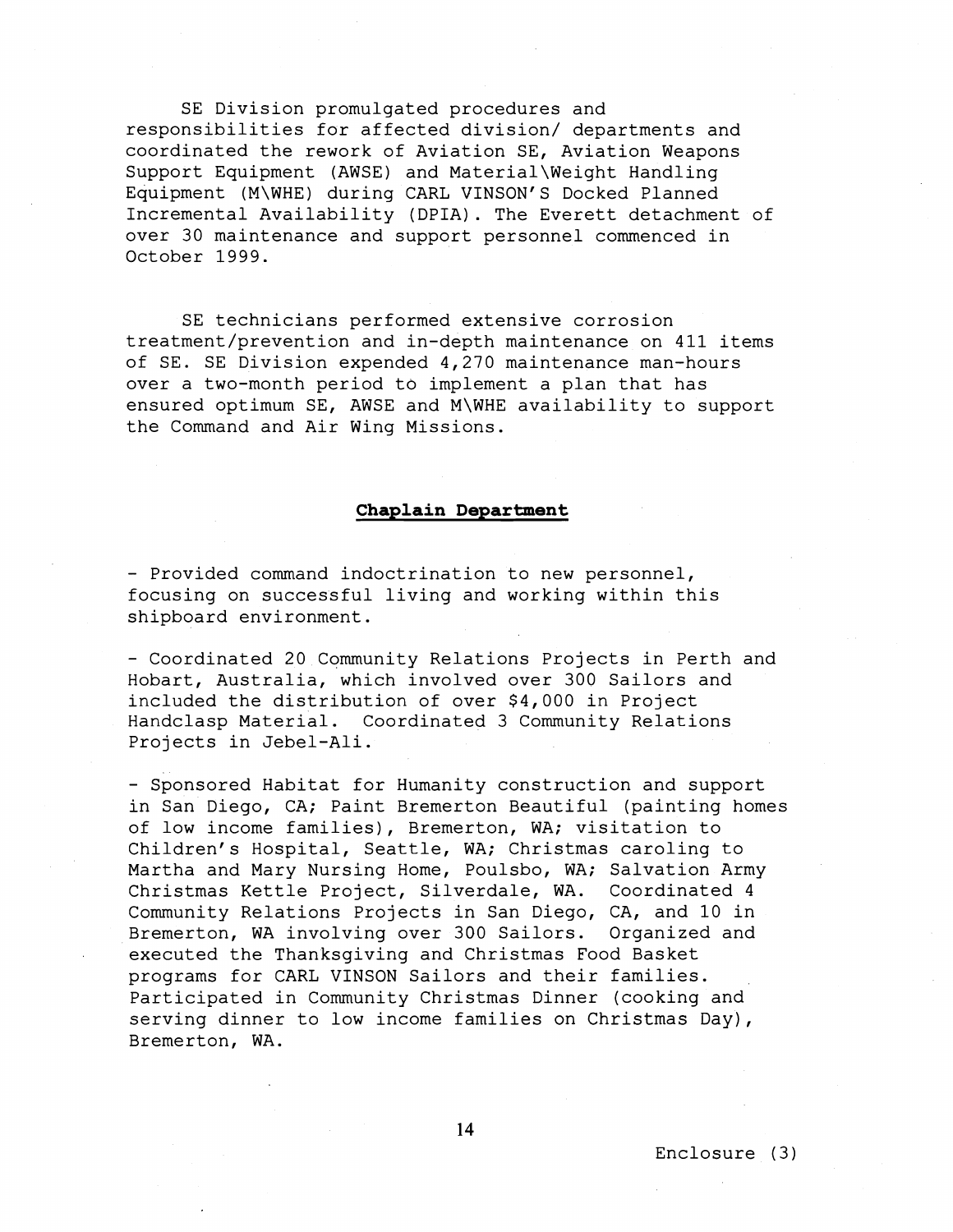SE Division promulgated procedures and responsibilities for affected division/ departments and coordinated the rework of Aviation SE, Aviation Weapons Support Equipment (AWSE) and Material\Weight Handling Equipment (M\WHE) during CARL VINSON'S Docked Planned Incremental Availability (DPIA). The Everett detachment of over 30 maintenance and support personnel commenced in October 1999.

SE technicians performed extensive corrosion treatment/prevention and in-depth maintenance on 411 items of SE. SE Division expended 4,270 maintenance man-hours over a two-month period to implement a plan that has ensured optimum SE, AWSE and M\WHE availability to support the Command and Air Wing Missions.

## Chaplain Department

- Provided command indoctrination to new personnel, focusing on successful living and working within this shipboard environment.

- Coordinated 20 Community Relations Projects in Perth and Hobart, Australia, which involved over 300 Sailors and included the distribution of over $4,000 in Project Handclasp Material. Coordinated 3 Community Relations Projects in Jebel-Ali.

- Sponsored Habitat for Humanity construction and support in San Diego, CA; Paint Bremerton Beautiful (painting homes of low income families), Bremerton, WA; visitation to Children's Hospital, Seattle, WA; Christmas caroling to Martha and Mary Nursing Home, Poulsbo, WA; Salvation Army Christmas Kettle Project, Silverdale, WA. Coordinated 4 Community Relations Projects in San Diego, CA, and 10 in Bremerton, WA involving over 300 Sailors. Organized and executed the Thanksgiving and Christmas Food Basket programs for CARL VINSON Sailors and their families. Participated in Community Christmas Dinner (cooking and serving dinner to low income families on Christmas Day), Bremerton, WA.

Enclosure (3)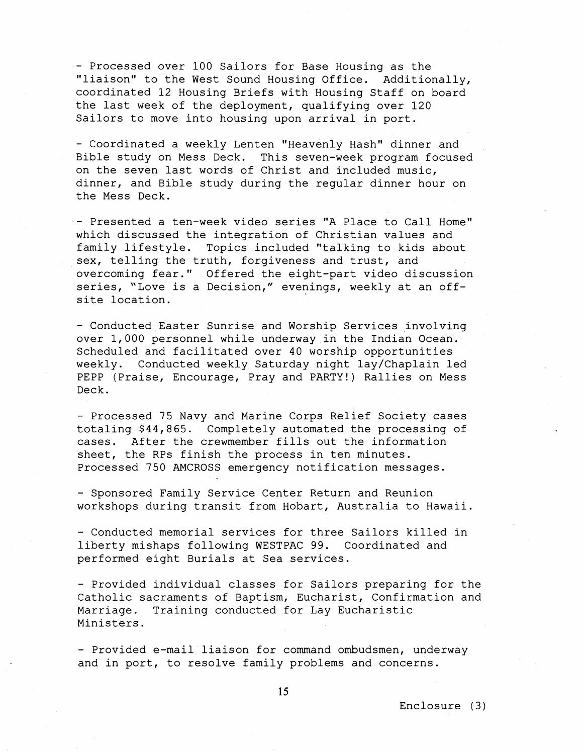- Processed over 100 Sailors for Base Housing as the "liaison" to the West Sound Housing Office. Additionally, coordinated 12 Housing Briefs with Housing Staff on board the last week of the deployment, qualifying over 120 Sailors to move into housing upon arrival in port.

- Coordinated a weekly Lenten "Heavenly Hash" dinner and Bible study on Mess Deck. This seven-week program focused on the seven last words of Christ and included music, dinner, and Bible study during the regular dinner hour on the Mess Deck.

- Presented a ten-week video series "A Place to Call Home" which discussed the integration of Christian values and family lifestyle. Topics included "talking to kids about sex, telling the truth, forgiveness and trust, and overcoming fear." Offered the eight-part video discussion series, "Love is a Decision," evenings, weekly at an off-site location.

- Conducted Easter Sunrise and Worship Services involving over 1,000 personnel while underway in the Indian Ocean. Scheduled and facilitated over 40 worship opportunities weekly. Conducted weekly Saturday night lay/Chaplain led PEPP (Praise, Encourage, Pray and PARTY!) Rallies on Mess Deck.

- Processed 75 Navy and Marine Corps Relief Society cases totaling $44,865. Completely automated the processing of cases. After the crewmember fills out the information sheet, the RPs finish the process in ten minutes. Processed 750 AMCROSS emergency notification messages.

- Sponsored Family Service Center Return and Reunion workshops during transit from Hobart, Australia to Hawaii.

- Conducted memorial services for three Sailors killed in liberty mishaps following WESTPAC 99. Coordinated and performed eight Burials at Sea services.

- Provided individual classes for Sailors preparing for the Catholic sacraments of Baptism, Eucharist, Confirmation and Marriage. Training conducted for Lay Eucharistic Ministers.

- Provided e-mail liaison for command ombudsmen, underway and in port, to resolve family problems and concerns.

Enclosure (3)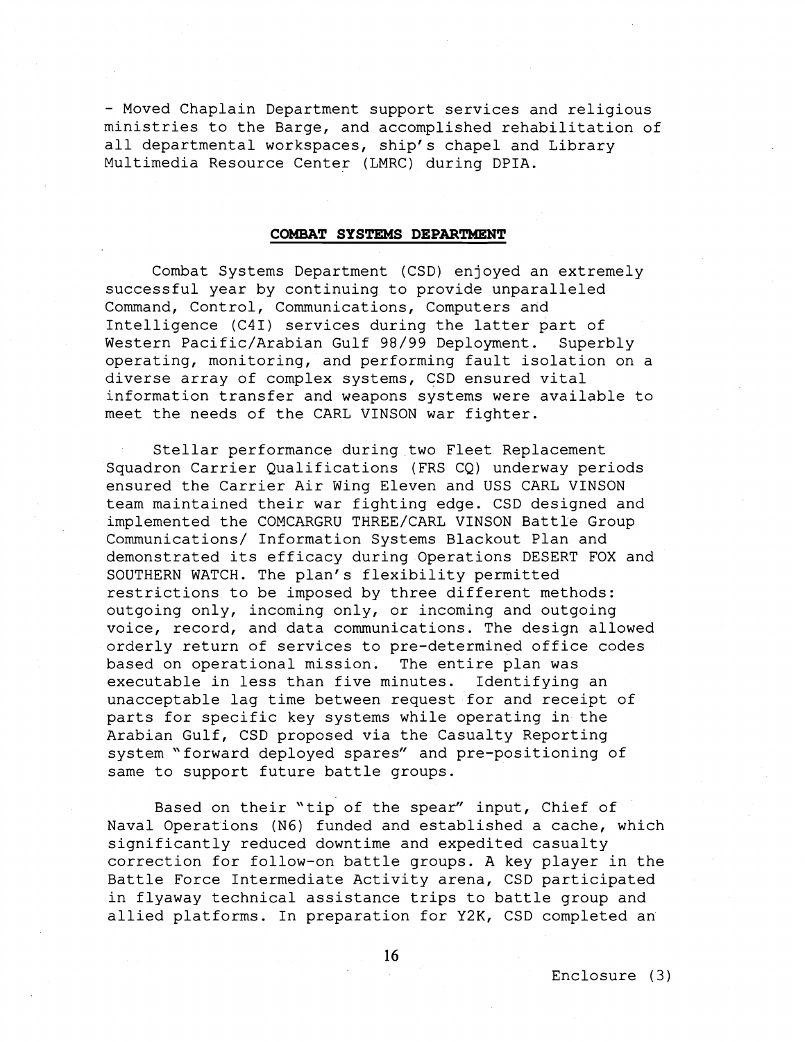- Moved Chaplain Department support services and religious ministries to the Barge, and accomplished rehabilitation of all departmental workspaces, ship's chapel and Library Multimedia Resource Center (LMRC) during DPIA.

## COMBAT SYSTEMS DEPARTMENT

Combat Systems Department (CSD) enjoyed an extremely successful year by continuing to provide unparalleled Command, Control, Communications, Computers and Intelligence (C4I) services during the latter part of Western Pacific/Arabian Gulf 98/99 Deployment. Superbly operating, monitoring, and performing fault isolation on a diverse array of complex systems, CSD ensured vital information transfer and weapons systems were available to meet the needs of the CARL VINSON war fighter.

Stellar performance during two Fleet Replacement Squadron Carrier Qualifications (FRS CQ) underway periods ensured the Carrier Air Wing Eleven and USS CARL VINSON team maintained their war fighting edge. CSD designed and implemented the COMCARGRU THREE/CARL VINSON Battle Group Communications/ Information Systems Blackout Plan and demonstrated its efficacy during Operations DESERT FOX and SOUTHERN WATCH. The plan's flexibility permitted restrictions to be imposed by three different methods: outgoing only, incoming only, or incoming and outgoing voice, record, and data communications. The design allowed orderly return of services to pre-determined office codes based on operational mission. The entire plan was executable in less than five minutes. Identifying an unacceptable lag time between request for and receipt of parts for specific key systems while operating in the Arabian Gulf, CSD proposed via the Casualty Reporting system "forward deployed spares" and pre-positioning of same to support future battle groups.

Based on their "tip of the spear" input, Chief of Naval Operations (N6) funded and established a cache, which significantly reduced downtime and expedited casualty correction for follow-on battle groups. A key player in the Battle Force Intermediate Activity arena, CSD participated in flyaway technical assistance trips to battle group and allied platforms. In preparation for Y2K, CSD completed an

Enclosure (3)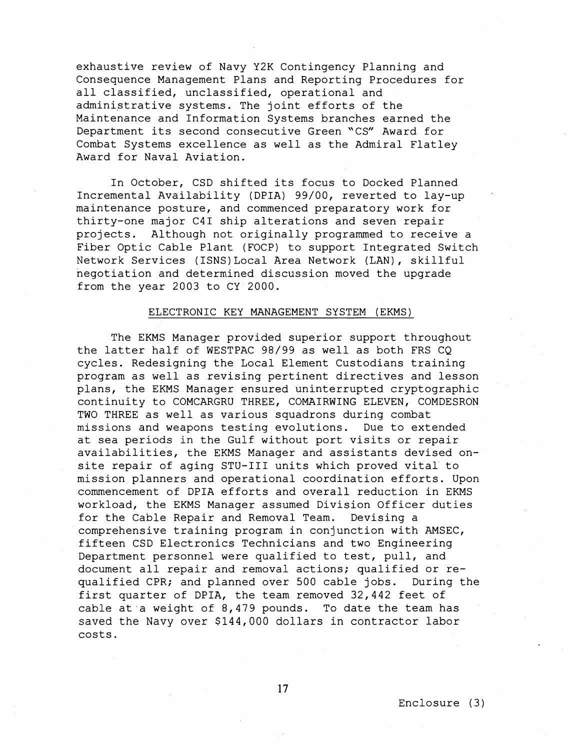exhaustive review of Navy Y2K Contingency Planning and Consequence Management Plans and Reporting Procedures for all classified, unclassified, operational and administrative systems. The joint efforts of the Maintenance and Information Systems branches earned the Department its second consecutive Green "CS" Award for Combat Systems excellence as well as the Admiral Flatley Award for Naval Aviation.

In October, CSD shifted its focus to Docked Planned Incremental Availability (DPIA) 99/00, reverted to lay-up maintenance posture, and commenced preparatory work for thirty-one major C4I ship alterations and seven repair projects. Although not originally programmed to receive a Fiber Optic Cable Plant (FOCP) to support Integrated Switch Network Services (ISNS)Local Area Network (LAN), skillful negotiation and determined discussion moved the upgrade from the year 2003 to CY 2000.

## ELECTRONIC KEY MANAGEMENT SYSTEM (EKMS)

The EKMS Manager provided superior support throughout the latter half of WESTPAC 98/99 as well as both FRS CQ cycles. Redesigning the Local Element Custodians training program as well as revising pertinent directives and lesson plans, the EKMS Manager ensured uninterrupted cryptographic continuity to COMCARGRU THREE, COMAIRWING ELEVEN, COMDESRON TWO THREE as well as various squadrons during combat missions and weapons testing evolutions. Due to extended at sea periods in the Gulf without port visits or repair availabilities, the EKMS Manager and assistants devised on-site repair of aging STU-III units which proved vital to mission planners and operational coordination efforts. Upon commencement of DPIA efforts and overall reduction in EKMS workload, the EKMS Manager assumed Division Officer duties for the Cable Repair and Removal Team. Devising a comprehensive training program in conjunction with AMSEC, fifteen CSD Electronics Technicians and two Engineering Department personnel were qualified to test, pull, and document all repair and removal actions; qualified or re-qualified CPR; and planned over 500 cable jobs. During the first quarter of DPIA, the team removed 32,442 feet of cable at a weight of 8,479 pounds. To date the team has saved the Navy over $144,000 dollars in contractor labor costs.

Enclosure (3)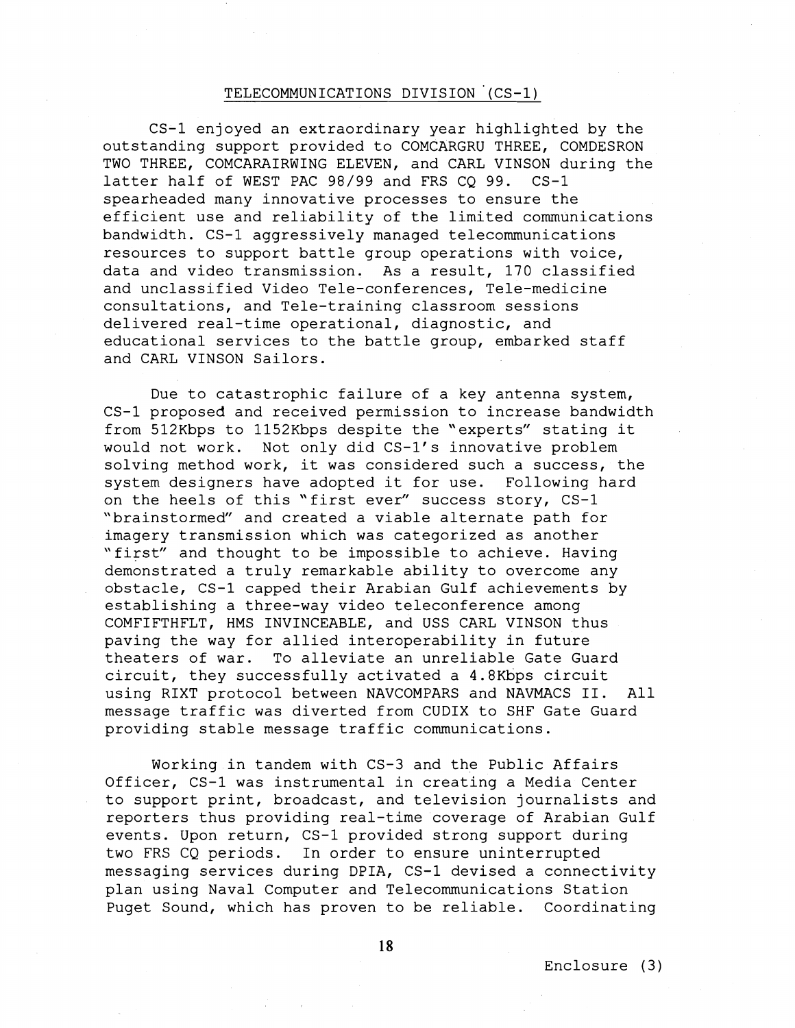## TELECOMMUNICATIONS DIVISION (CS-1)

CS-1 enjoyed an extraordinary year highlighted by the outstanding support provided to COMCARGRU THREE, COMDESRON TWO THREE, COMCARAIRWING ELEVEN, and CARL VINSON during the latter half of WEST PAC 98/99 and FRS CQ 99. CS-1 spearheaded many innovative processes to ensure the efficient use and reliability of the limited communications bandwidth. CS-1 aggressively managed telecommunications resources to support battle group operations with voice, data and video transmission. As a result, 170 classified and unclassified Video Tele-conferences, Tele-medicine consultations, and Tele-training classroom sessions delivered real-time operational, diagnostic, and educational services to the battle group, embarked staff and CARL VINSON Sailors.

Due to catastrophic failure of a key antenna system, CS-1 proposed and received permission to increase bandwidth from 512Kbps to 1152Kbps despite the "experts" stating it would not work. Not only did CS-1's innovative problem solving method work, it was considered such a success, the system designers have adopted it for use. Following hard on the heels of this "first ever" success story, CS-1 "brainstormed" and created a viable alternate path for imagery transmission which was categorized as another "first" and thought to be impossible to achieve. Having demonstrated a truly remarkable ability to overcome any obstacle, CS-1 capped their Arabian Gulf achievements by establishing a three-way video teleconference among COMFIFTHFLT, HMS INVINCEABLE, and USS CARL VINSON thus paving the way for allied interoperability in future theaters of war. To alleviate an unreliable Gate Guard circuit, they successfully activated a 4.8Kbps circuit using RIXT protocol between NAVCOMPARS and NAVMACS II. All message traffic was diverted from CUDIX to SHF Gate Guard providing stable message traffic communications.

Working in tandem with CS-3 and the Public Affairs Officer, CS-1 was instrumental in creating a Media Center to support print, broadcast, and television journalists and reporters thus providing real-time coverage of Arabian Gulf events. Upon return, CS-1 provided strong support during two FRS CQ periods. In order to ensure uninterrupted messaging services during DPIA, CS-1 devised a connectivity plan using Naval Computer and Telecommunications Station Puget Sound, which has proven to be reliable. Coordinating

Enclosure (3)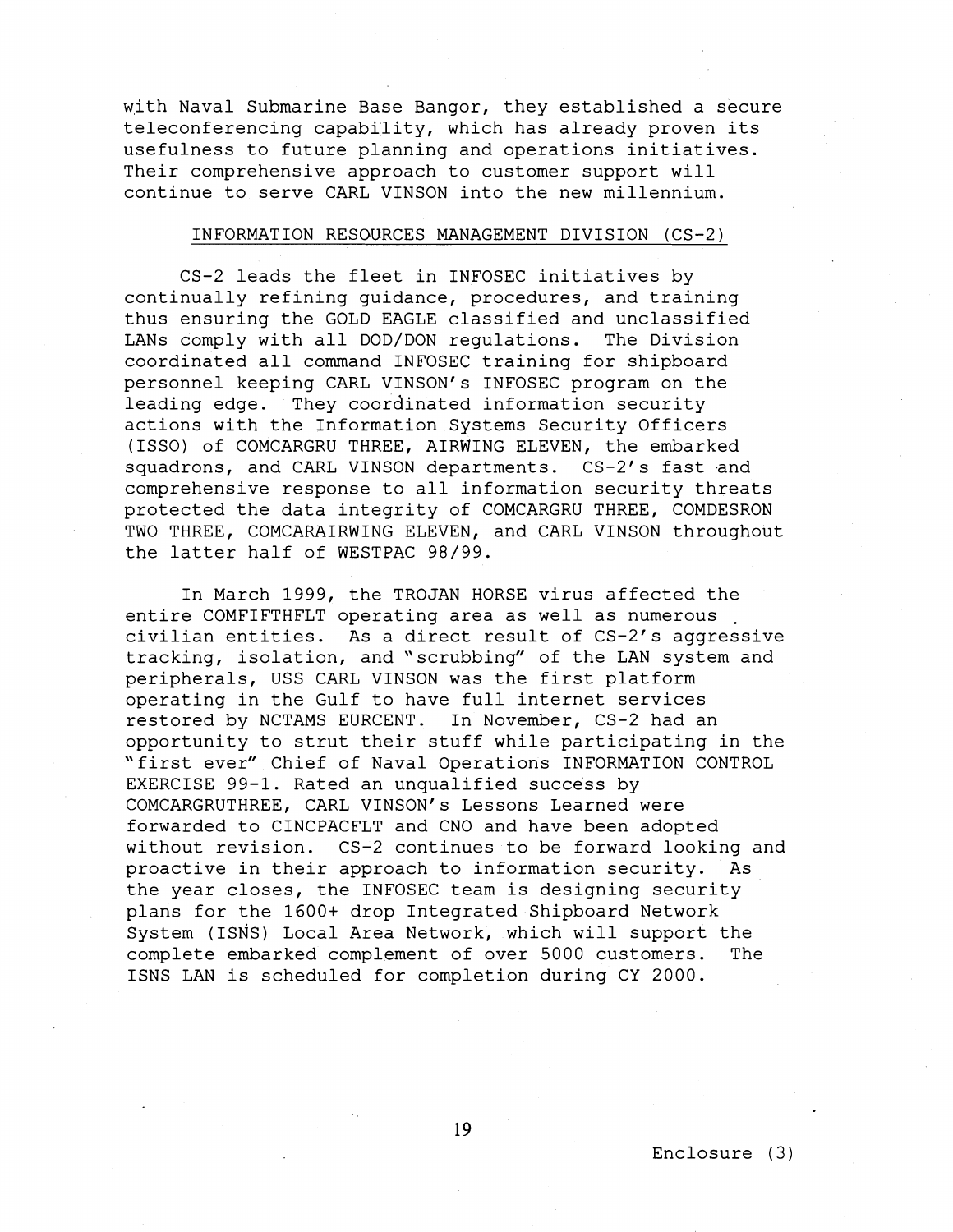with Naval Submarine Base Bangor, they established a secure teleconferencing capability, which has already proven its usefulness to future planning and operations initiatives. Their comprehensive approach to customer support will continue to serve CARL VINSON into the new millennium.

## INFORMATION RESOURCES MANAGEMENT DIVISION (CS-2)

CS-2 leads the fleet in INFOSEC initiatives by continually refining guidance, procedures, and training thus ensuring the GOLD EAGLE classified and unclassified LANs comply with all DOD/DON regulations. The Division coordinated all command INFOSEC training for shipboard personnel keeping CARL VINSON's INFOSEC program on the leading edge. They coordinated information security actions with the Information Systems Security Officers (ISSO) of COMCARGRU THREE, AIRWING ELEVEN, the embarked squadrons, and CARL VINSON departments. CS-2's fast and comprehensive response to all information security threats protected the data integrity of COMCARGRU THREE, COMDESRON TWO THREE, COMCARAIRWING ELEVEN, and CARL VINSON throughout the latter half of WESTPAC 98/99.

In March 1999, the TROJAN HORSE virus affected the entire COMFIFTHFLT operating area as well as numerous civilian entities. As a direct result of CS-2's aggressive tracking, isolation, and "scrubbing" of the LAN system and peripherals, USS CARL VINSON was the first platform operating in the Gulf to have full internet services restored by NCTAMS EURCENT. In November, CS-2 had an opportunity to strut their stuff while participating in the "first ever" Chief of Naval Operations INFORMATION CONTROL EXERCISE 99-1. Rated an unqualified success by COMCARGRUTHREE, CARL VINSON's Lessons Learned were forwarded to CINCPACFLT and CNO and have been adopted without revision. CS-2 continues to be forward looking and proactive in their approach to information security. As the year closes, the INFOSEC team is designing security plans for the 1600+ drop Integrated Shipboard Network System (ISNS) Local Area Network, which will support the complete embarked complement of over 5000 customers. The ISNS LAN is scheduled for completion during CY 2000.

Enclosure (3)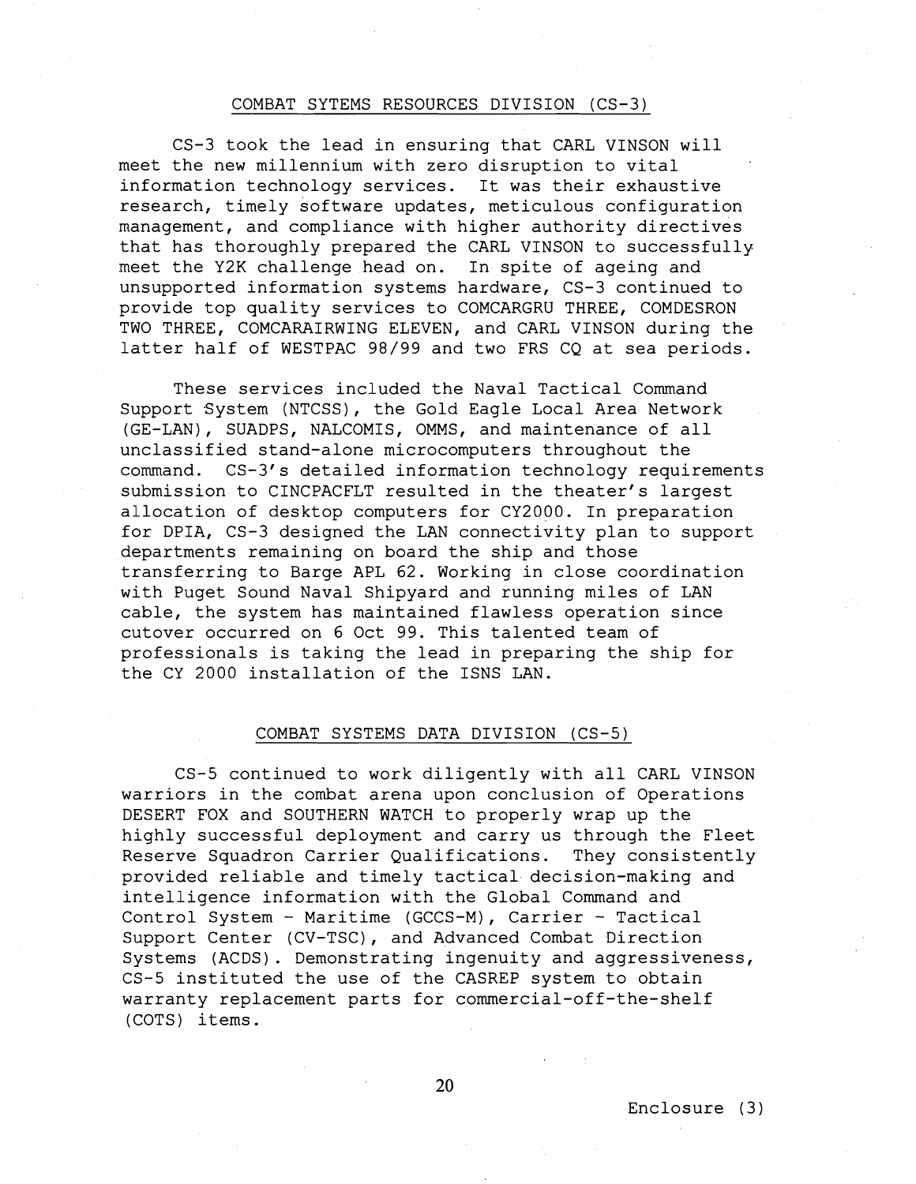## COMBAT SYTEMS RESOURCES DIVISION (CS-3)

CS-3 took the lead in ensuring that CARL VINSON will meet the new millennium with zero disruption to vital information technology services. It was their exhaustive research, timely software updates, meticulous configuration management, and compliance with higher authority directives that has thoroughly prepared the CARL VINSON to successfully meet the Y2K challenge head on. In spite of ageing and unsupported information systems hardware, CS-3 continued to provide top quality services to COMCARGRU THREE, COMDESRON TWO THREE, COMCARAIRWING ELEVEN, and CARL VINSON during the latter half of WESTPAC 98/99 and two FRS CQ at sea periods.

These services included the Naval Tactical Command Support System (NTCSS), the Gold Eagle Local Area Network (GE-LAN), SUADPS, NALCOMIS, OMMS, and maintenance of all unclassified stand-alone microcomputers throughout the command. CS-3's detailed information technology requirements submission to CINCPACFLT resulted in the theater's largest allocation of desktop computers for CY2000. In preparation for DPIA, CS-3 designed the LAN connectivity plan to support departments remaining on board the ship and those transferring to Barge APL 62. Working in close coordination with Puget Sound Naval Shipyard and running miles of LAN cable, the system has maintained flawless operation since cutover occurred on 6 Oct 99. This talented team of professionals is taking the lead in preparing the ship for the CY 2000 installation of the ISNS LAN.

## COMBAT SYSTEMS DATA DIVISION (CS-5)

CS-5 continued to work diligently with all CARL VINSON warriors in the combat arena upon conclusion of Operations DESERT FOX and SOUTHERN WATCH to properly wrap up the highly successful deployment and carry us through the Fleet Reserve Squadron Carrier Qualifications. They consistently provided reliable and timely tactical decision-making and intelligence information with the Global Command and Control System - Maritime (GCCS-M), Carrier - Tactical Support Center (CV-TSC), and Advanced Combat Direction Systems (ACDS). Demonstrating ingenuity and aggressiveness, CS-5 instituted the use of the CASREP system to obtain warranty replacement parts for commercial-off-the-shelf (COTS) items.

Enclosure (3)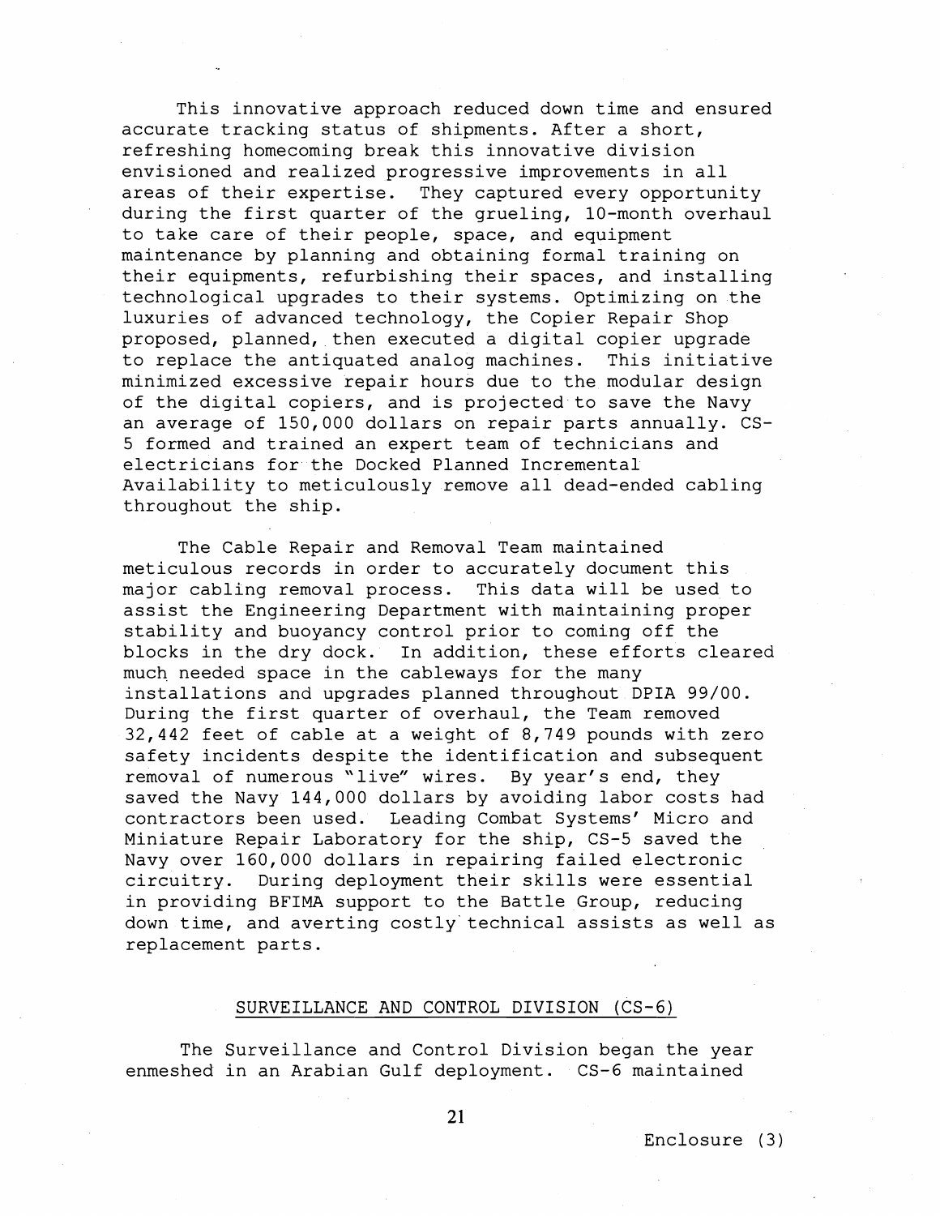This innovative approach reduced down time and ensured accurate tracking status of shipments. After a short, refreshing homecoming break this innovative division envisioned and realized progressive improvements in all areas of their expertise. They captured every opportunity during the first quarter of the grueling, 10-month overhaul to take care of their people, space, and equipment maintenance by planning and obtaining formal training on their equipments, refurbishing their spaces, and installing technological upgrades to their systems. Optimizing on the luxuries of advanced technology, the Copier Repair Shop proposed, planned, then executed a digital copier upgrade to replace the antiquated analog machines. This initiative minimized excessive repair hours due to the modular design of the digital copiers, and is projected to save the Navy an average of 150,000 dollars on repair parts annually. CS-5 formed and trained an expert team of technicians and electricians for the Docked Planned Incremental Availability to meticulously remove all dead-ended cabling throughout the ship.

The Cable Repair and Removal Team maintained meticulous records in order to accurately document this major cabling removal process. This data will be used to assist the Engineering Department with maintaining proper stability and buoyancy control prior to coming off the blocks in the dry dock. In addition, these efforts cleared much needed space in the cableways for the many installations and upgrades planned throughout DPIA 99/00. During the first quarter of overhaul, the Team removed 32,442 feet of cable at a weight of 8,749 pounds with zero safety incidents despite the identification and subsequent removal of numerous "live" wires. By year's end, they saved the Navy 144,000 dollars by avoiding labor costs had contractors been used. Leading Combat Systems' Micro and Miniature Repair Laboratory for the ship, CS-5 saved the Navy over 160,000 dollars in repairing failed electronic circuitry. During deployment their skills were essential in providing BFIMA support to the Battle Group, reducing down time, and averting costly technical assists as well as replacement parts.

## SURVEILLANCE AND CONTROL DIVISION (CS-6)

The Surveillance and Control Division began the year enmeshed in an Arabian Gulf deployment. CS-6 maintained

Enclosure (3)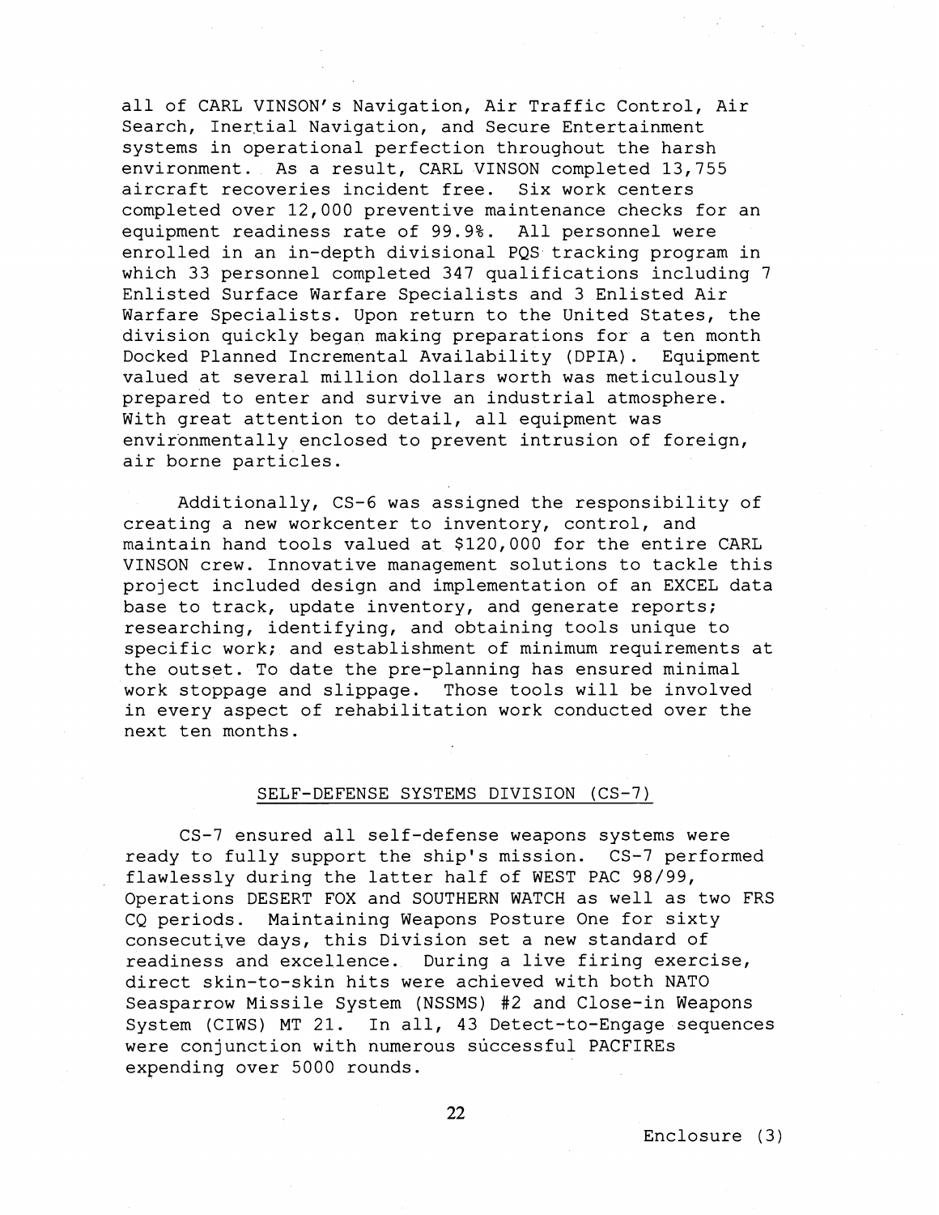all of CARL VINSON's Navigation, Air Traffic Control, Air Search, Inertial Navigation, and Secure Entertainment systems in operational perfection throughout the harsh environment. As a result, CARL VINSON completed 13,755 aircraft recoveries incident free. Six work centers completed over 12,000 preventive maintenance checks for an equipment readiness rate of 99.9%. All personnel were enrolled in an in-depth divisional PQS tracking program in which 33 personnel completed 347 qualifications including 7 Enlisted Surface Warfare Specialists and 3 Enlisted Air Warfare Specialists. Upon return to the United States, the division quickly began making preparations for a ten month Docked Planned Incremental Availability (DPIA). Equipment valued at several million dollars worth was meticulously prepared to enter and survive an industrial atmosphere. With great attention to detail, all equipment was environmentally enclosed to prevent intrusion of foreign, air borne particles.

Additionally, CS-6 was assigned the responsibility of creating a new workcenter to inventory, control, and maintain hand tools valued at $120,000 for the entire CARL VINSON crew. Innovative management solutions to tackle this project included design and implementation of an EXCEL data base to track, update inventory, and generate reports; researching, identifying, and obtaining tools unique to specific work; and establishment of minimum requirements at the outset. To date the pre-planning has ensured minimal work stoppage and slippage. Those tools will be involved in every aspect of rehabilitation work conducted over the next ten months.

## SELF-DEFENSE SYSTEMS DIVISION (CS-7)

CS-7 ensured all self-defense weapons systems were ready to fully support the ship's mission. CS-7 performed flawlessly during the latter half of WEST PAC 98/99, Operations DESERT FOX and SOUTHERN WATCH as well as two FRS CQ periods. Maintaining Weapons Posture One for sixty consecutive days, this Division set a new standard of readiness and excellence. During a live firing exercise, direct skin-to-skin hits were achieved with both NATO Seasparrow Missile System (NSSMS) #2 and Close-in Weapons System (CIWS) MT 21. In all, 43 Detect-to-Engage sequences were conjunction with numerous successful PACFIREs expending over 5000 rounds.

Enclosure (3)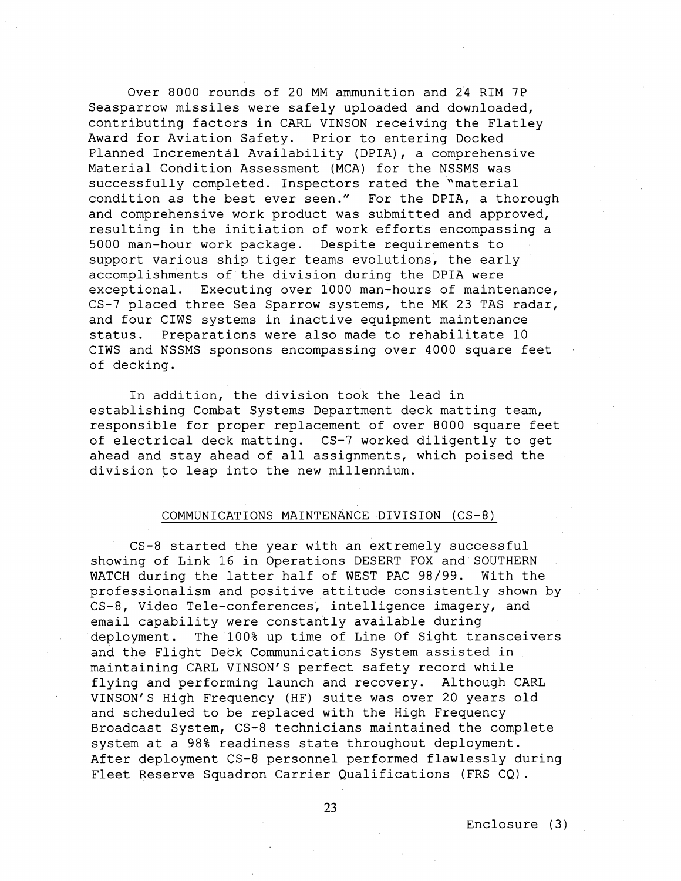Over 8000 rounds of 20 MM ammunition and 24 RIM 7P Seasparrow missiles were safely uploaded and downloaded, contributing factors in CARL VINSON receiving the Flatley Award for Aviation Safety. Prior to entering Docked Planned Incremental Availability (DPIA), a comprehensive Material Condition Assessment (MCA) for the NSSMS was successfully completed. Inspectors rated the "material condition as the best ever seen." For the DPIA, a thorough and comprehensive work product was submitted and approved, resulting in the initiation of work efforts encompassing a 5000 man-hour work package. Despite requirements to support various ship tiger teams evolutions, the early accomplishments of the division during the DPIA were exceptional. Executing over 1000 man-hours of maintenance, CS-7 placed three Sea Sparrow systems, the MK 23 TAS radar, and four CIWS systems in inactive equipment maintenance status. Preparations were also made to rehabilitate 10 CIWS and NSSMS sponsons encompassing over 4000 square feet of decking.

In addition, the division took the lead in establishing Combat Systems Department deck matting team, responsible for proper replacement of over 8000 square feet of electrical deck matting. CS-7 worked diligently to get ahead and stay ahead of all assignments, which poised the division to leap into the new millennium.

## COMMUNICATIONS MAINTENANCE DIVISION (CS-8)

CS-8 started the year with an extremely successful showing of Link 16 in Operations DESERT FOX and SOUTHERN WATCH during the latter half of WEST PAC 98/99. With the professionalism and positive attitude consistently shown by CS-8, Video Tele-conferences, intelligence imagery, and email capability were constantly available during deployment. The 100% up time of Line Of Sight transceivers and the Flight Deck Communications System assisted in maintaining CARL VINSON'S perfect safety record while flying and performing launch and recovery. Although CARL VINSON'S High Frequency (HF) suite was over 20 years old and scheduled to be replaced with the High Frequency Broadcast System, CS-8 technicians maintained the complete system at a 98% readiness state throughout deployment. After deployment CS-8 personnel performed flawlessly during Fleet Reserve Squadron Carrier Qualifications (FRS CQ).

Enclosure (3)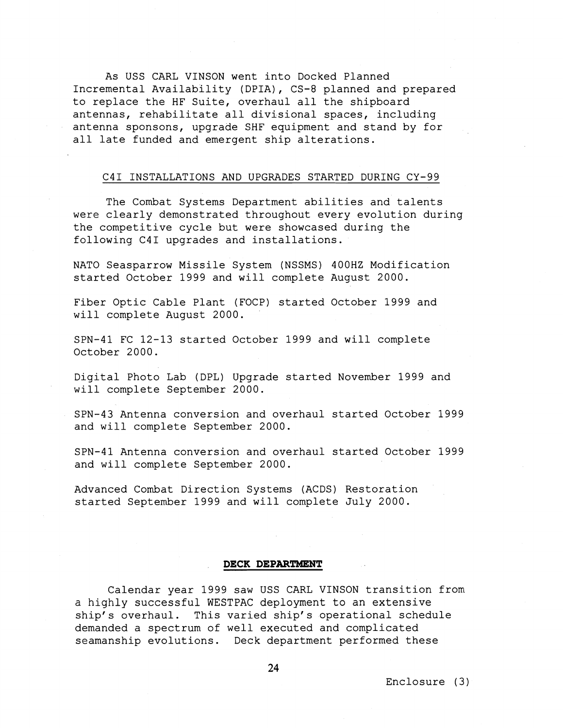As USS CARL VINSON went into Docked Planned Incremental Availability (DPIA), CS-8 planned and prepared to replace the HF Suite, overhaul all the shipboard antennas, rehabilitate all divisional spaces, including antenna sponsons, upgrade SHF equipment and stand by for all late funded and emergent ship alterations.

## C4I INSTALLATIONS AND UPGRADES STARTED DURING CY-99

The Combat Systems Department abilities and talents were clearly demonstrated throughout every evolution during the competitive cycle but were showcased during the following C4I upgrades and installations.

NATO Seasparrow Missile System (NSSMS) 400HZ Modification started October 1999 and will complete August 2000.

Fiber Optic Cable Plant (FOCP) started October 1999 and will complete August 2000.

SPN-41 FC 12-13 started October 1999 and will complete October 2000.

Digital Photo Lab (DPL) Upgrade started November 1999 and will complete September 2000.

SPN-43 Antenna conversion and overhaul started October 1999 and will complete September 2000.

SPN-41 Antenna conversion and overhaul started October 1999 and will complete September 2000.

Advanced Combat Direction Systems (ACDS) Restoration started September 1999 and will complete July 2000.

## DECK DEPARTMENT

Calendar year 1999 saw USS CARL VINSON transition from a highly successful WESTPAC deployment to an extensive ship's overhaul. This varied ship's operational schedule demanded a spectrum of well executed and complicated seamanship evolutions. Deck department performed these

Enclosure (3)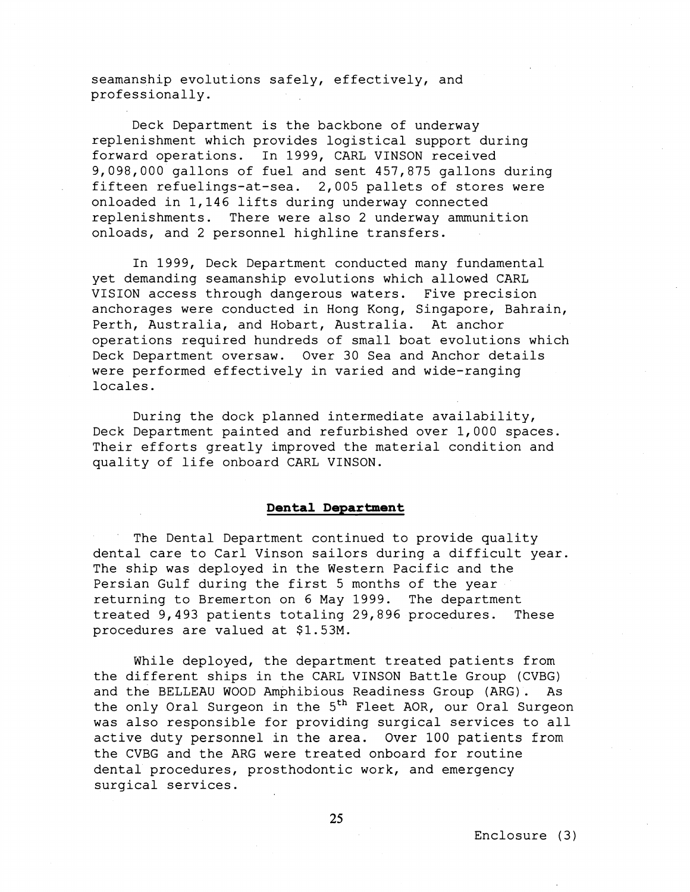seamanship evolutions safely, effectively, and professionally.

Deck Department is the backbone of underway replenishment which provides logistical support during forward operations. In 1999, CARL VINSON received 9,098,000 gallons of fuel and sent 457,875 gallons during fifteen refuelings-at-sea. 2,005 pallets of stores were onloaded in 1,146 lifts during underway connected replenishments. There were also 2 underway ammunition onloads, and 2 personnel highline transfers.

In 1999, Deck Department conducted many fundamental yet demanding seamanship evolutions which allowed CARL VISION access through dangerous waters. Five precision anchorages were conducted in Hong Kong, Singapore, Bahrain, Perth, Australia, and Hobart, Australia. At anchor operations required hundreds of small boat evolutions which Deck Department oversaw. Over 30 Sea and Anchor details were performed effectively in varied and wide-ranging locales.

During the dock planned intermediate availability, Deck Department painted and refurbished over 1,000 spaces. Their efforts greatly improved the material condition and quality of life onboard CARL VINSON.

## Dental Department

The Dental Department continued to provide quality dental care to Carl Vinson sailors during a difficult year. The ship was deployed in the Western Pacific and the Persian Gulf during the first 5 months of the year returning to Bremerton on 6 May 1999. The department treated 9,493 patients totaling 29,896 procedures. These procedures are valued at $1.53M.

While deployed, the department treated patients from the different ships in the CARL VINSON Battle Group (CVBG) and the BELLEAU WOOD Amphibious Readiness Group (ARG). As the only Oral Surgeon in the 5th Fleet AOR, our Oral Surgeon was also responsible for providing surgical services to all active duty personnel in the area. Over 100 patients from the CVBG and the ARG were treated onboard for routine dental procedures, prosthodontic work, and emergency surgical services.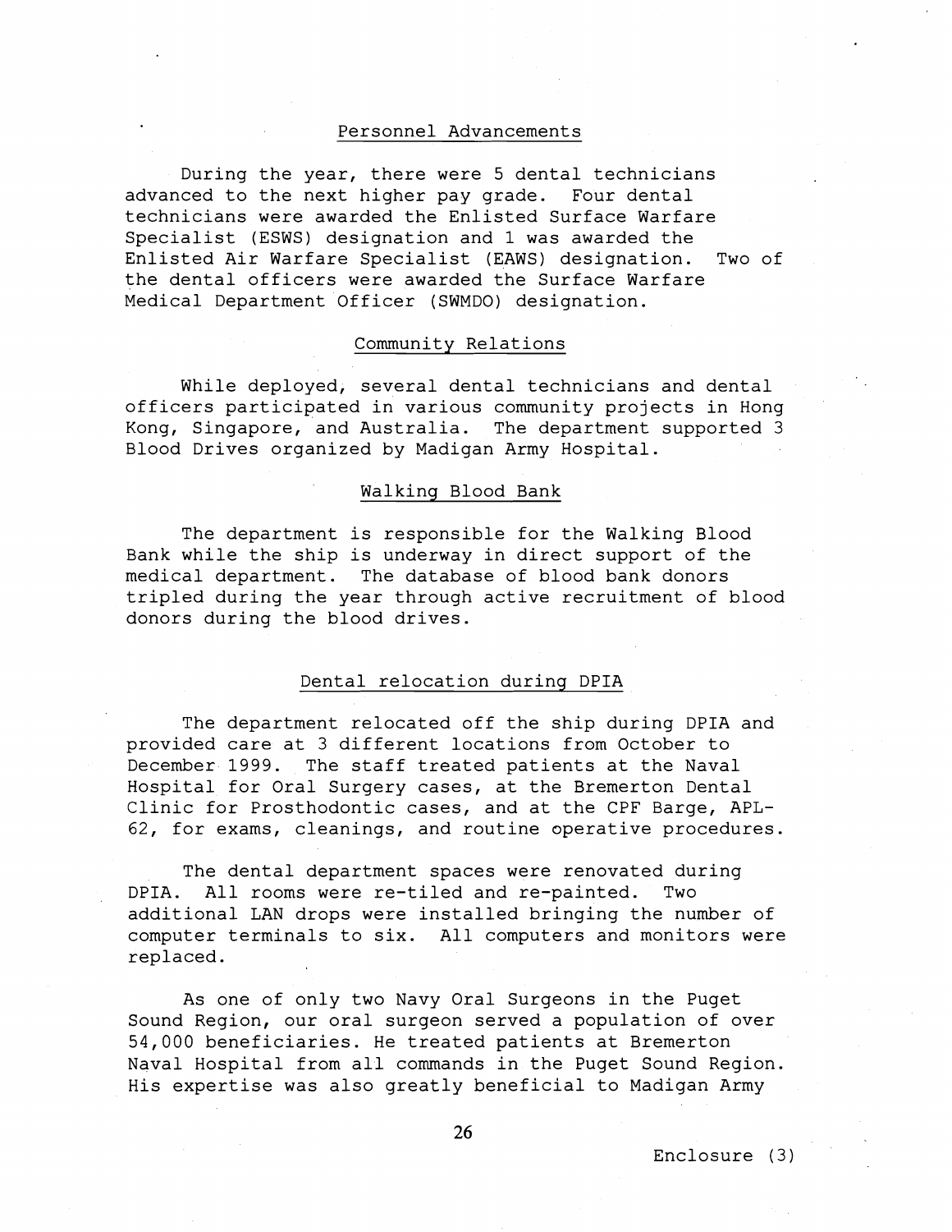## Personnel Advancements

During the year, there were 5 dental technicians advanced to the next higher pay grade. Four dental technicians were awarded the Enlisted Surface Warfare Specialist (ESWS) designation and 1 was awarded the Enlisted Air Warfare Specialist (EAWS) designation. Two of the dental officers were awarded the Surface Warfare Medical Department Officer (SWMDO) designation.

## Community Relations

While deployed, several dental technicians and dental officers participated in various community projects in Hong Kong, Singapore, and Australia. The department supported 3 Blood Drives organized by Madigan Army Hospital.

## Walking Blood Bank

The department is responsible for the Walking Blood Bank while the ship is underway in direct support of the medical department. The database of blood bank donors tripled during the year through active recruitment of blood donors during the blood drives.

## Dental relocation during DPIA

The department relocated off the ship during DPIA and provided care at 3 different locations from October to December 1999. The staff treated patients at the Naval Hospital for Oral Surgery cases, at the Bremerton Dental Clinic for Prosthodontic cases, and at the CPF Barge, APL-62, for exams, cleanings, and routine operative procedures.

The dental department spaces were renovated during DPIA. All rooms were re-tiled and re-painted. Two additional LAN drops were installed bringing the number of computer terminals to six. All computers and monitors were replaced.

As one of only two Navy Oral Surgeons in the Puget Sound Region, our oral surgeon served a population of over 54,000 beneficiaries. He treated patients at Bremerton Naval Hospital from all commands in the Puget Sound Region. His expertise was also greatly beneficial to Madigan Army

Enclosure (3)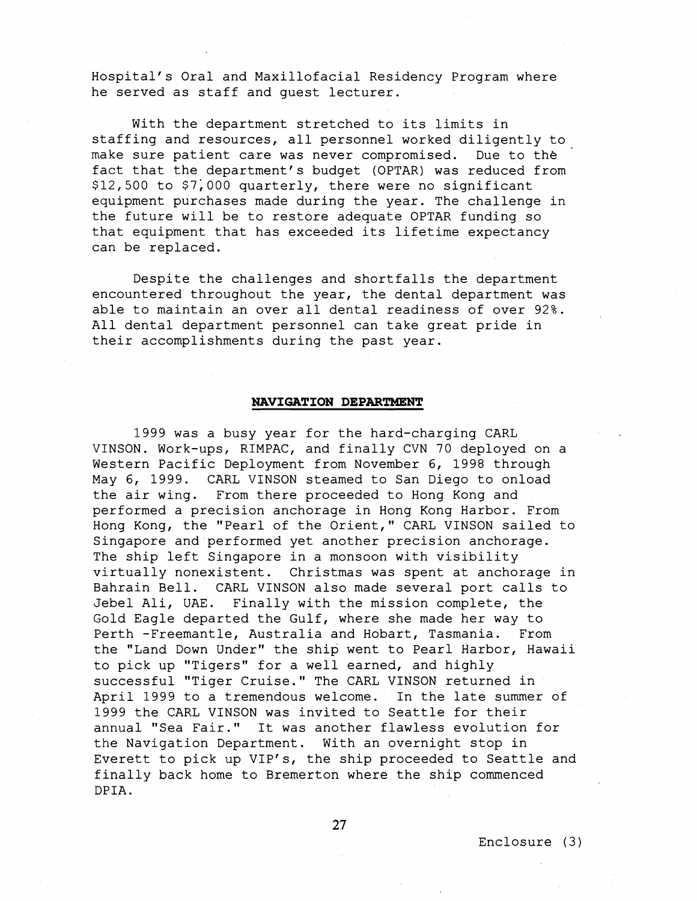Hospital's Oral and Maxillofacial Residency Program where he served as staff and guest lecturer.

With the department stretched to its limits in staffing and resources, all personnel worked diligently to make sure patient care was never compromised. Due to the fact that the department's budget (OPTAR) was reduced from $12,500 to $7,000 quarterly, there were no significant equipment purchases made during the year. The challenge in the future will be to restore adequate OPTAR funding so that equipment that has exceeded its lifetime expectancy can be replaced.

Despite the challenges and shortfalls the department encountered throughout the year, the dental department was able to maintain an over all dental readiness of over 92%. All dental department personnel can take great pride in their accomplishments during the past year.

## NAVIGATION DEPARTMENT

1999 was a busy year for the hard-charging CARL VINSON. Work-ups, RIMPAC, and finally CVN 70 deployed on a Western Pacific Deployment from November 6, 1998 through May 6, 1999. CARL VINSON steamed to San Diego to onload the air wing. From there proceeded to Hong Kong and performed a precision anchorage in Hong Kong Harbor. From Hong Kong, the "Pearl of the Orient," CARL VINSON sailed to Singapore and performed yet another precision anchorage. The ship left Singapore in a monsoon with visibility virtually nonexistent. Christmas was spent at anchorage in Bahrain Bell. CARL VINSON also made several port calls to Jebel Ali, UAE. Finally with the mission complete, the Gold Eagle departed the Gulf, where she made her way to Perth -Freemantle, Australia and Hobart, Tasmania. From the "Land Down Under" the ship went to Pearl Harbor, Hawaii to pick up "Tigers" for a well earned, and highly successful "Tiger Cruise." The CARL VINSON returned in April 1999 to a tremendous welcome. In the late summer of 1999 the CARL VINSON was invited to Seattle for their annual "Sea Fair." It was another flawless evolution for the Navigation Department. With an overnight stop in Everett to pick up VIP's, the ship proceeded to Seattle and finally back home to Bremerton where the ship commenced DPIA.

Enclosure (3)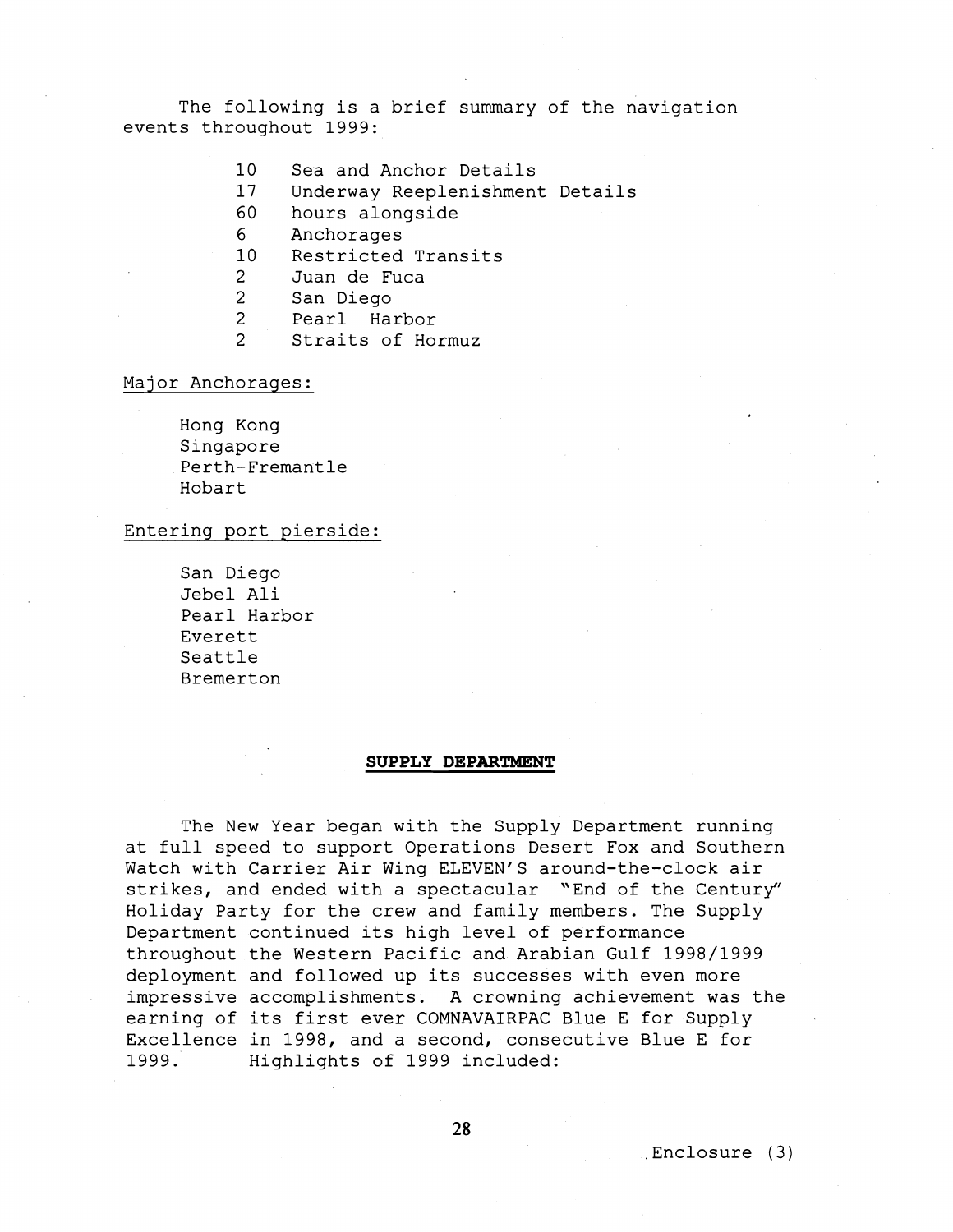The following is a brief summary of the navigation events throughout 1999:

| | |
|---|---|
| 10 | Sea and Anchor Details |
| 17 | Underway Reeplenishment Details |
| 60 | hours alongside |
| 6 | Anchorages |
| 10 | Restricted Transits |
| 2 | Juan de Fuca |
| 2 | San Diego |
| 2 | Pearl Harbor |
| 2 | Straits of Hormuz |

Major Anchorages:

Hong Kong
Singapore
Perth-Fremantle
Hobart

Entering port pierside:

San Diego
Jebel Ali
Pearl Harbor
Everett
Seattle
Bremerton

## SUPPLY DEPARTMENT

The New Year began with the Supply Department running at full speed to support Operations Desert Fox and Southern Watch with Carrier Air Wing ELEVEN'S around-the-clock air strikes, and ended with a spectacular "End of the Century" Holiday Party for the crew and family members. The Supply Department continued its high level of performance throughout the Western Pacific and Arabian Gulf 1998/1999 deployment and followed up its successes with even more impressive accomplishments. A crowning achievement was the earning of its first ever COMNAVAIRPAC Blue E for Supply Excellence in 1998, and a second, consecutive Blue E for 1999. Highlights of 1999 included:

Enclosure (3)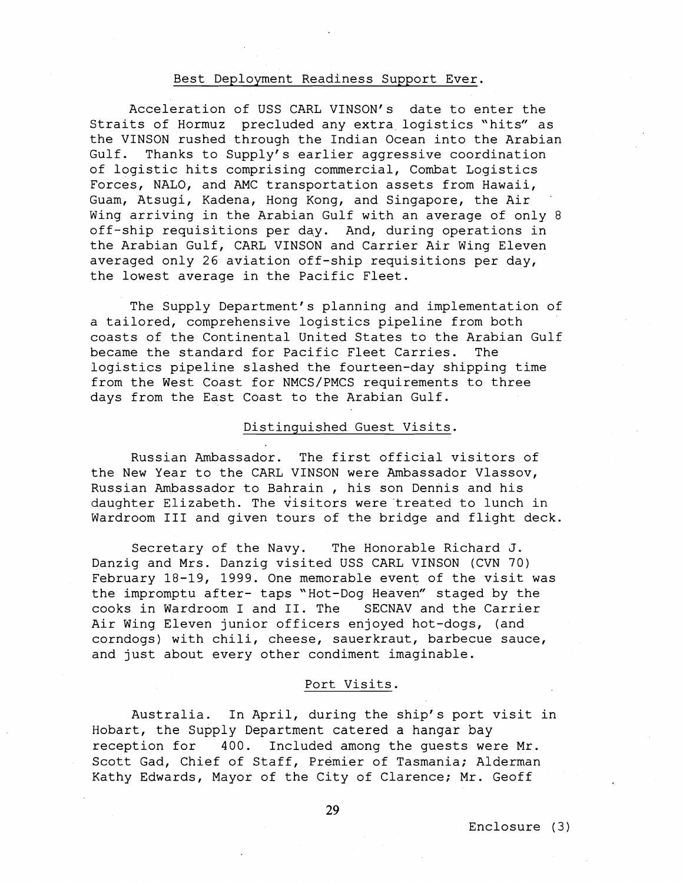## Best Deployment Readiness Support Ever.

Acceleration of USS CARL VINSON's date to enter the Straits of Hormuz precluded any extra logistics "hits" as the VINSON rushed through the Indian Ocean into the Arabian Gulf. Thanks to Supply's earlier aggressive coordination of logistic hits comprising commercial, Combat Logistics Forces, NALO, and AMC transportation assets from Hawaii, Guam, Atsugi, Kadena, Hong Kong, and Singapore, the Air Wing arriving in the Arabian Gulf with an average of only 8 off-ship requisitions per day. And, during operations in the Arabian Gulf, CARL VINSON and Carrier Air Wing Eleven averaged only 26 aviation off-ship requisitions per day, the lowest average in the Pacific Fleet.

The Supply Department's planning and implementation of a tailored, comprehensive logistics pipeline from both coasts of the Continental United States to the Arabian Gulf became the standard for Pacific Fleet Carries. The logistics pipeline slashed the fourteen-day shipping time from the West Coast for NMCS/PMCS requirements to three days from the East Coast to the Arabian Gulf.

## Distinguished Guest Visits.

Russian Ambassador. The first official visitors of the New Year to the CARL VINSON were Ambassador Vlassov, Russian Ambassador to Bahrain , his son Dennis and his daughter Elizabeth. The visitors were treated to lunch in Wardroom III and given tours of the bridge and flight deck.

Secretary of the Navy. The Honorable Richard J. Danzig and Mrs. Danzig visited USS CARL VINSON (CVN 70) February 18-19, 1999. One memorable event of the visit was the impromptu after- taps "Hot-Dog Heaven" staged by the cooks in Wardroom I and II. The SECNAV and the Carrier Air Wing Eleven junior officers enjoyed hot-dogs, (and corndogs) with chili, cheese, sauerkraut, barbecue sauce, and just about every other condiment imaginable.

## Port Visits.

Australia. In April, during the ship's port visit in Hobart, the Supply Department catered a hangar bay reception for 400. Included among the guests were Mr. Scott Gad, Chief of Staff, Premier of Tasmania; Alderman Kathy Edwards, Mayor of the City of Clarence; Mr. Geoff

Enclosure (3)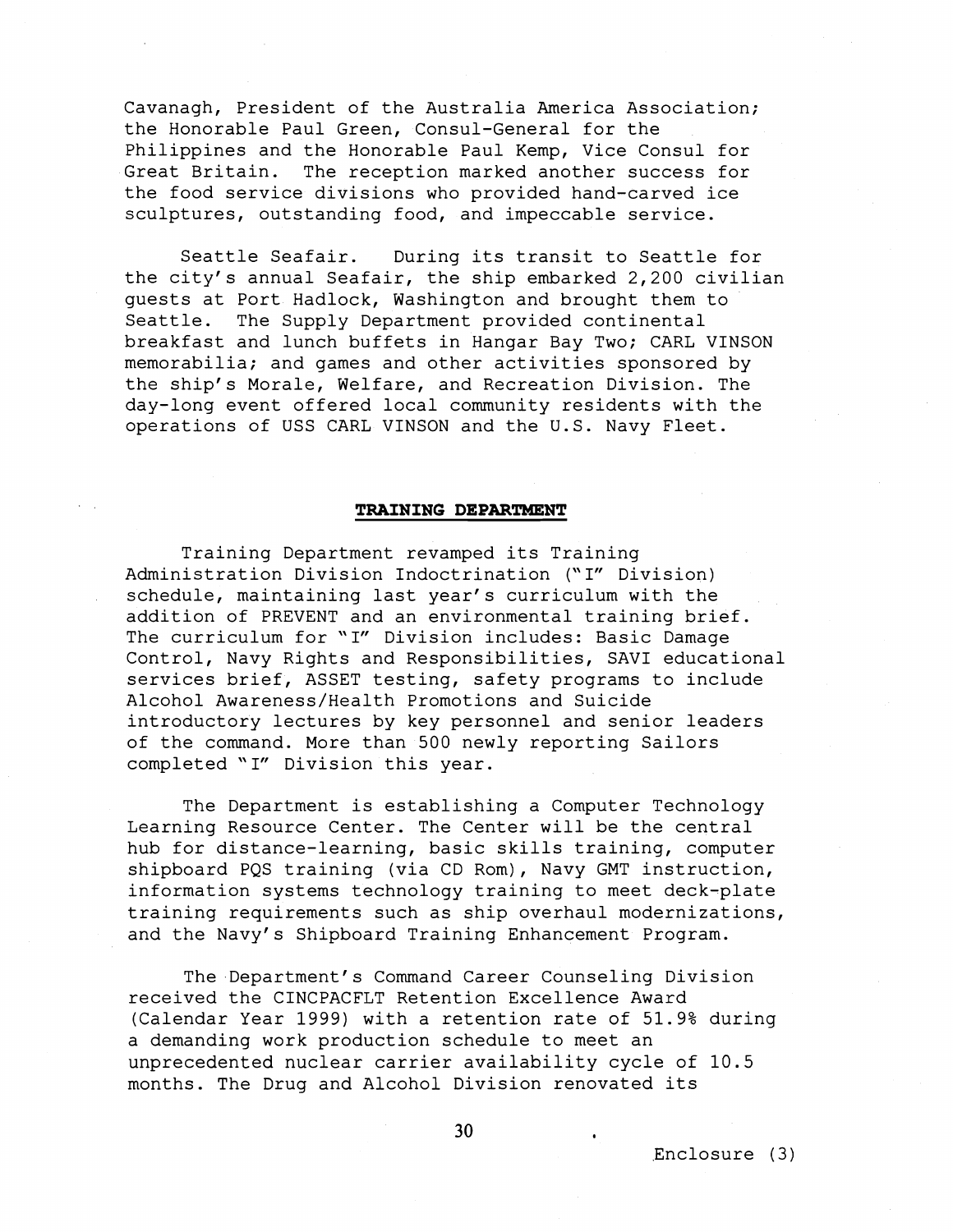Cavanagh, President of the Australia America Association; the Honorable Paul Green, Consul-General for the Philippines and the Honorable Paul Kemp, Vice Consul for Great Britain. The reception marked another success for the food service divisions who provided hand-carved ice sculptures, outstanding food, and impeccable service.

Seattle Seafair. During its transit to Seattle for the city's annual Seafair, the ship embarked 2,200 civilian guests at Port Hadlock, Washington and brought them to Seattle. The Supply Department provided continental breakfast and lunch buffets in Hangar Bay Two; CARL VINSON memorabilia; and games and other activities sponsored by the ship's Morale, Welfare, and Recreation Division. The day-long event offered local community residents with the operations of USS CARL VINSON and the U.S. Navy Fleet.

## TRAINING DEPARTMENT

Training Department revamped its Training Administration Division Indoctrination ("I" Division) schedule, maintaining last year's curriculum with the addition of PREVENT and an environmental training brief. The curriculum for "I" Division includes: Basic Damage Control, Navy Rights and Responsibilities, SAVI educational services brief, ASSET testing, safety programs to include Alcohol Awareness/Health Promotions and Suicide introductory lectures by key personnel and senior leaders of the command. More than 500 newly reporting Sailors completed "I" Division this year.

The Department is establishing a Computer Technology Learning Resource Center. The Center will be the central hub for distance-learning, basic skills training, computer shipboard PQS training (via CD Rom), Navy GMT instruction, information systems technology training to meet deck-plate training requirements such as ship overhaul modernizations, and the Navy's Shipboard Training Enhancement Program.

The Department's Command Career Counseling Division received the CINCPACFLT Retention Excellence Award (Calendar Year 1999) with a retention rate of 51.9% during a demanding work production schedule to meet an unprecedented nuclear carrier availability cycle of 10.5 months. The Drug and Alcohol Division renovated its

Enclosure (3)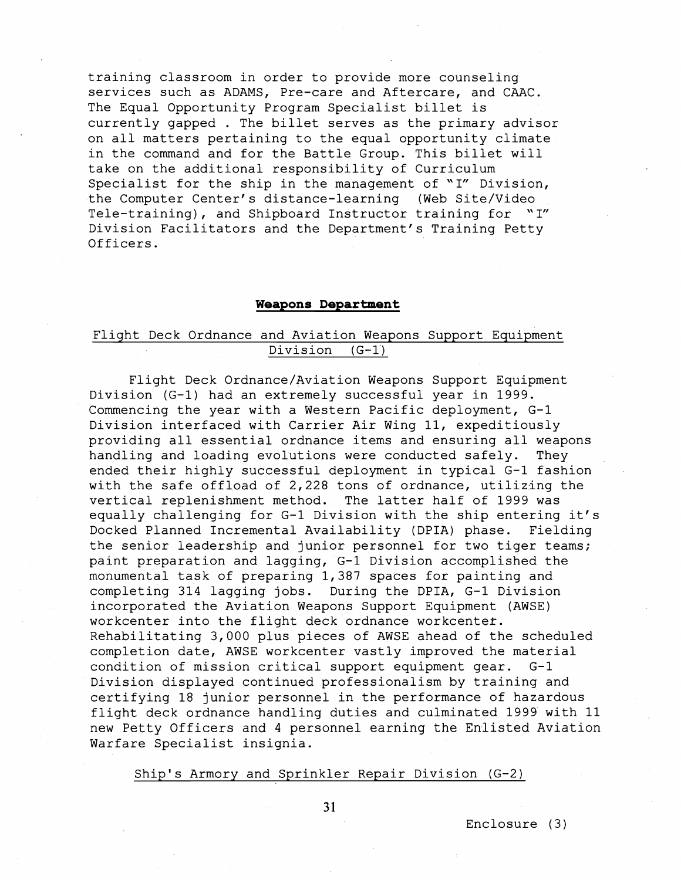training classroom in order to provide more counseling services such as ADAMS, Pre-care and Aftercare, and CAAC. The Equal Opportunity Program Specialist billet is currently gapped . The billet serves as the primary advisor on all matters pertaining to the equal opportunity climate in the command and for the Battle Group. This billet will take on the additional responsibility of Curriculum Specialist for the ship in the management of "I" Division, the Computer Center's distance-learning (Web Site/Video Tele-training), and Shipboard Instructor training for "I" Division Facilitators and the Department's Training Petty Officers.

## Weapons Department

### Flight Deck Ordnance and Aviation Weapons Support Equipment Division (G-1)

Flight Deck Ordnance/Aviation Weapons Support Equipment Division (G-1) had an extremely successful year in 1999. Commencing the year with a Western Pacific deployment, G-1 Division interfaced with Carrier Air Wing 11, expeditiously providing all essential ordnance items and ensuring all weapons handling and loading evolutions were conducted safely. They ended their highly successful deployment in typical G-1 fashion with the safe offload of 2,228 tons of ordnance, utilizing the vertical replenishment method. The latter half of 1999 was equally challenging for G-1 Division with the ship entering it's Docked Planned Incremental Availability (DPIA) phase. Fielding the senior leadership and junior personnel for two tiger teams; paint preparation and lagging, G-1 Division accomplished the monumental task of preparing 1,387 spaces for painting and completing 314 lagging jobs. During the DPIA, G-1 Division incorporated the Aviation Weapons Support Equipment (AWSE) workcenter into the flight deck ordnance workcenter. Rehabilitating 3,000 plus pieces of AWSE ahead of the scheduled completion date, AWSE workcenter vastly improved the material condition of mission critical support equipment gear. G-1 Division displayed continued professionalism by training and certifying 18 junior personnel in the performance of hazardous flight deck ordnance handling duties and culminated 1999 with 11 new Petty Officers and 4 personnel earning the Enlisted Aviation Warfare Specialist insignia.

### Ship's Armory and Sprinkler Repair Division (G-2)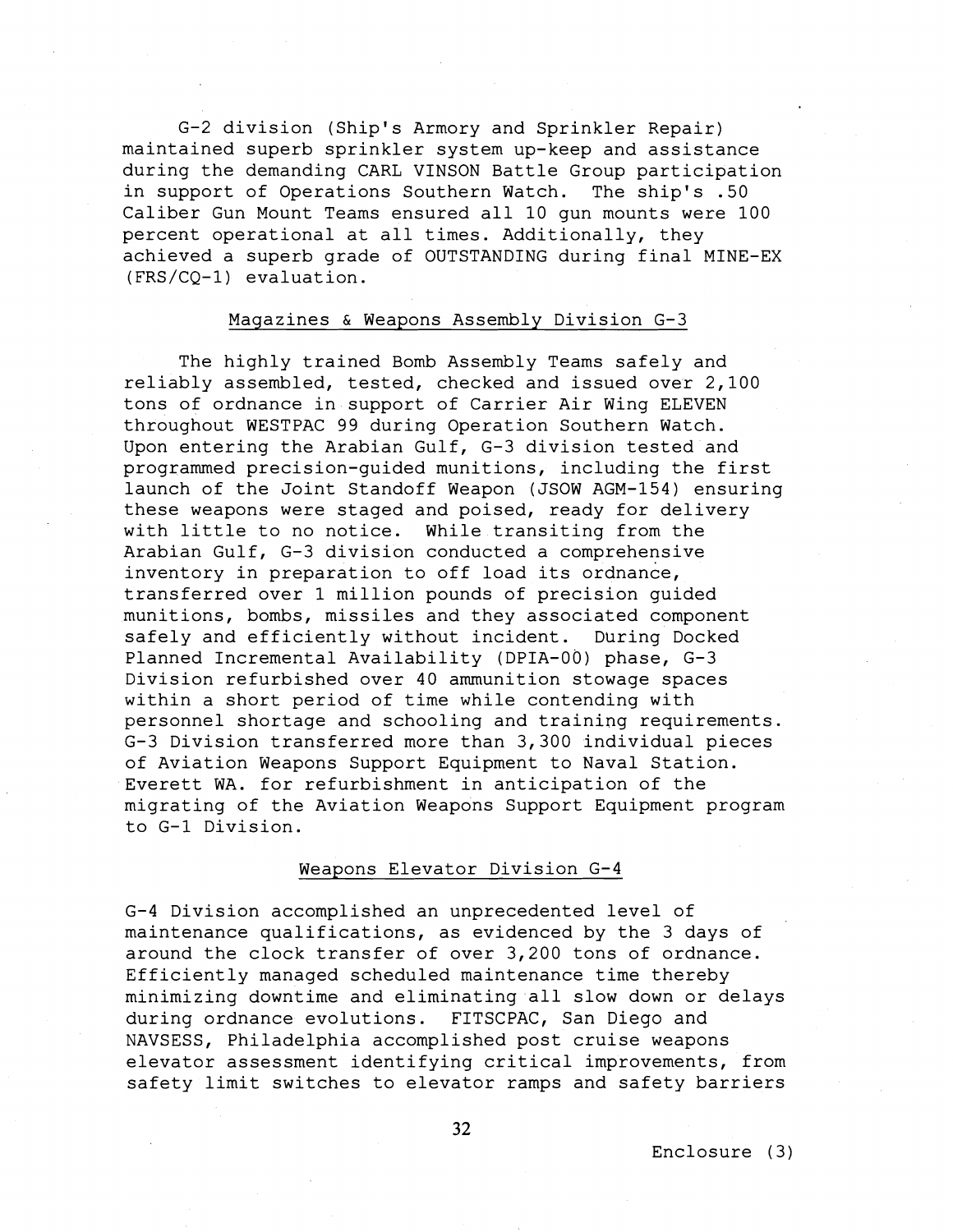G-2 division (Ship's Armory and Sprinkler Repair) maintained superb sprinkler system up-keep and assistance during the demanding CARL VINSON Battle Group participation in support of Operations Southern Watch. The ship's .50 Caliber Gun Mount Teams ensured all 10 gun mounts were 100 percent operational at all times. Additionally, they achieved a superb grade of OUTSTANDING during final MINE-EX (FRS/CQ-1) evaluation.

## Magazines & Weapons Assembly Division G-3

The highly trained Bomb Assembly Teams safely and reliably assembled, tested, checked and issued over 2,100 tons of ordnance in support of Carrier Air Wing ELEVEN throughout WESTPAC 99 during Operation Southern Watch. Upon entering the Arabian Gulf, G-3 division tested and programmed precision-guided munitions, including the first launch of the Joint Standoff Weapon (JSOW AGM-154) ensuring these weapons were staged and poised, ready for delivery with little to no notice. While transiting from the Arabian Gulf, G-3 division conducted a comprehensive inventory in preparation to off load its ordnance, transferred over 1 million pounds of precision guided munitions, bombs, missiles and they associated component safely and efficiently without incident. During Docked Planned Incremental Availability (DPIA-00) phase, G-3 Division refurbished over 40 ammunition stowage spaces within a short period of time while contending with personnel shortage and schooling and training requirements. G-3 Division transferred more than 3,300 individual pieces of Aviation Weapons Support Equipment to Naval Station. Everett WA. for refurbishment in anticipation of the migrating of the Aviation Weapons Support Equipment program to G-1 Division.

## Weapons Elevator Division G-4

G-4 Division accomplished an unprecedented level of maintenance qualifications, as evidenced by the 3 days of around the clock transfer of over 3,200 tons of ordnance. Efficiently managed scheduled maintenance time thereby minimizing downtime and eliminating all slow down or delays during ordnance evolutions. FITSCPAC, San Diego and NAVSESS, Philadelphia accomplished post cruise weapons elevator assessment identifying critical improvements, from safety limit switches to elevator ramps and safety barriers

Enclosure (3)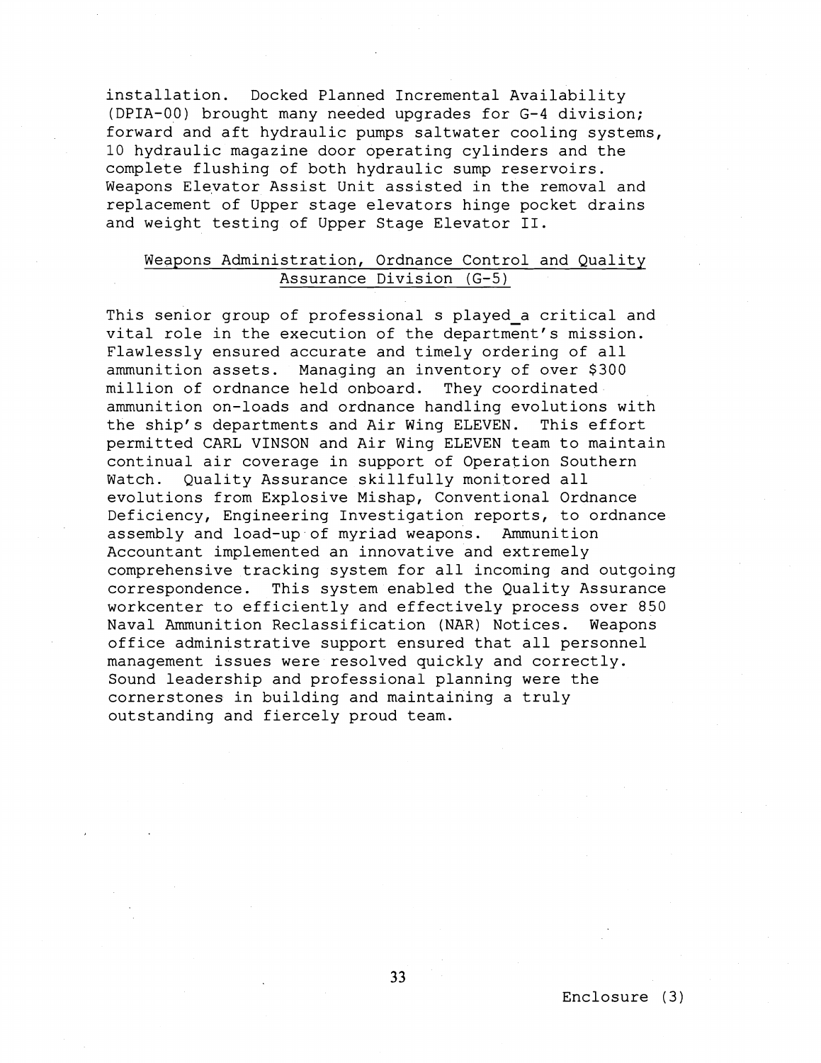installation. Docked Planned Incremental Availability (DPIA-00) brought many needed upgrades for G-4 division; forward and aft hydraulic pumps saltwater cooling systems, 10 hydraulic magazine door operating cylinders and the complete flushing of both hydraulic sump reservoirs. Weapons Elevator Assist Unit assisted in the removal and replacement of Upper stage elevators hinge pocket drains and weight testing of Upper Stage Elevator II.

## Weapons Administration, Ordnance Control and Quality Assurance Division (G-5)

This senior group of professional s played a critical and vital role in the execution of the department's mission. Flawlessly ensured accurate and timely ordering of all ammunition assets. Managing an inventory of over $300 million of ordnance held onboard. They coordinated ammunition on-loads and ordnance handling evolutions with the ship's departments and Air Wing ELEVEN. This effort permitted CARL VINSON and Air Wing ELEVEN team to maintain continual air coverage in support of Operation Southern Watch. Quality Assurance skillfully monitored all evolutions from Explosive Mishap, Conventional Ordnance Deficiency, Engineering Investigation reports, to ordnance assembly and load-up of myriad weapons. Ammunition Accountant implemented an innovative and extremely comprehensive tracking system for all incoming and outgoing correspondence. This system enabled the Quality Assurance workcenter to efficiently and effectively process over 850 Naval Ammunition Reclassification (NAR) Notices. Weapons office administrative support ensured that all personnel management issues were resolved quickly and correctly. Sound leadership and professional planning were the cornerstones in building and maintaining a truly outstanding and fiercely proud team.

Enclosure (3)